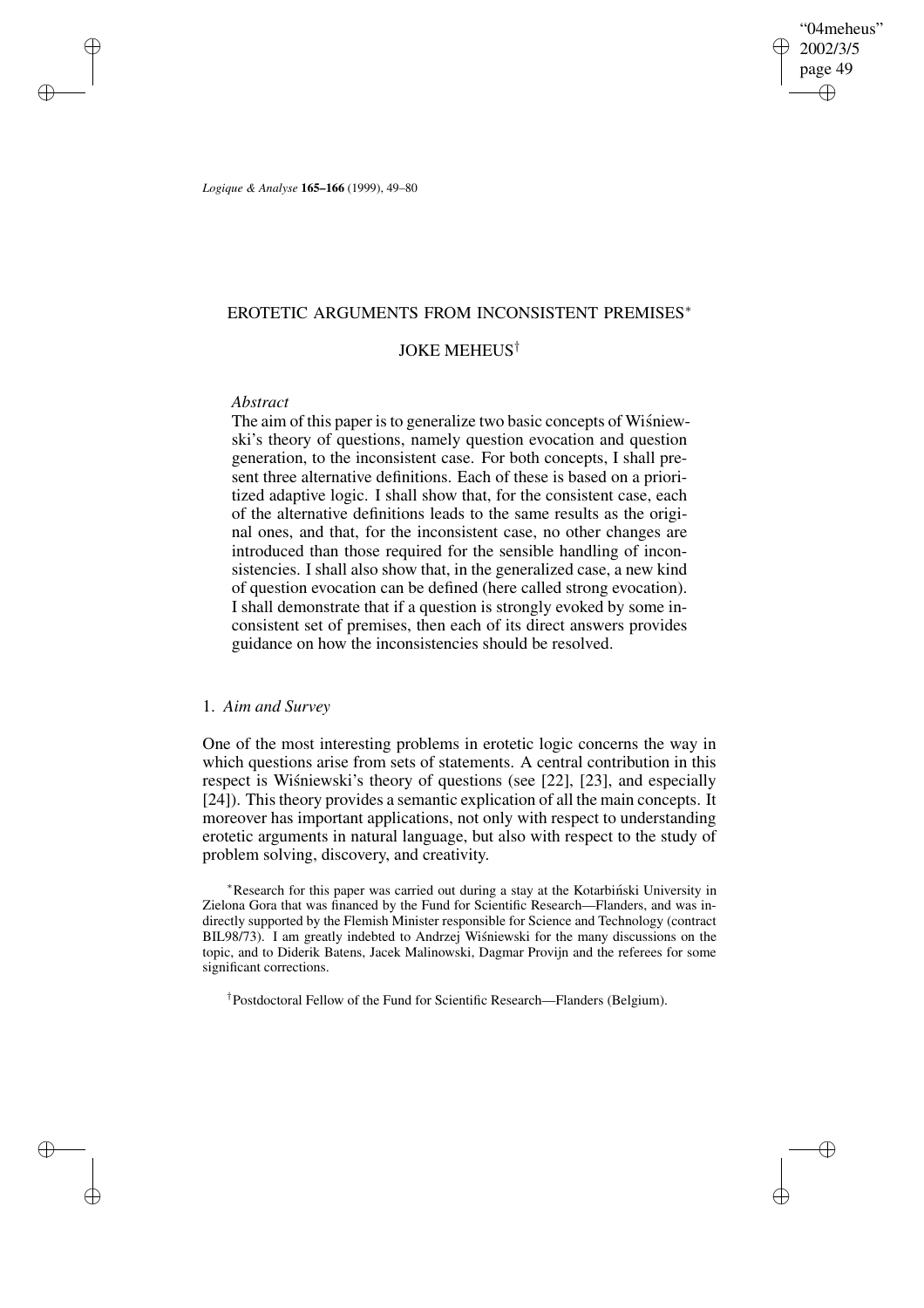# EROTETIC ARGUMENTS FROM INCONSISTENT PREMISES*

## JOKE MEHEUS†

### *Abstract*

The aim of this paper is to generalize two basic concepts of Wiśniewski's theory of questions, namely question evocation and question generation, to the inconsistent case. For both concepts, I shall present three alternative definitions. Each of these is based on a prioritized adaptive logic. I shall show that, for the consistent case, each of the alternative definitions leads to the same results as the original ones, and that, for the inconsistent case, no other changes are introduced than those required for the sensible handling of inconsistencies. I shall also show that, in the generalized case, a new kind of question evocation can be defined (here called strong evocation). I shall demonstrate that if a question is strongly evoked by some inconsistent set of premises, then each of its direct answers provides guidance on how the inconsistencies should be resolved.

## 1. *Aim and Survey*

One of the most interesting problems in erotetic logic concerns the way in which questions arise from sets of statements. A central contribution in this respect is Wiśniewski's theory of questions (see [22], [23], and especially [24]). This theory provides a semantic explication of all the main concepts. It moreover has important applications, not only with respect to understanding erotetic arguments in natural language, but also with respect to the study of problem solving, discovery, and creativity.

*Research for this paper was carried out during a stay at the Kotarbiński University in Zielona Gora that was financed by the Fund for Scientific Research—Flanders, and was indirectly supported by the Flemish Minister responsible for Science and Technology (contract BIL98/73). I am greatly indebted to Andrzej Wiśniewski for the many discussions on the topic, and to Diderik Batens, Jacek Malinowski, Dagmar Provijn and the referees for some significant corrections.

†Postdoctoral Fellow of the Fund for Scientific Research—Flanders (Belgium).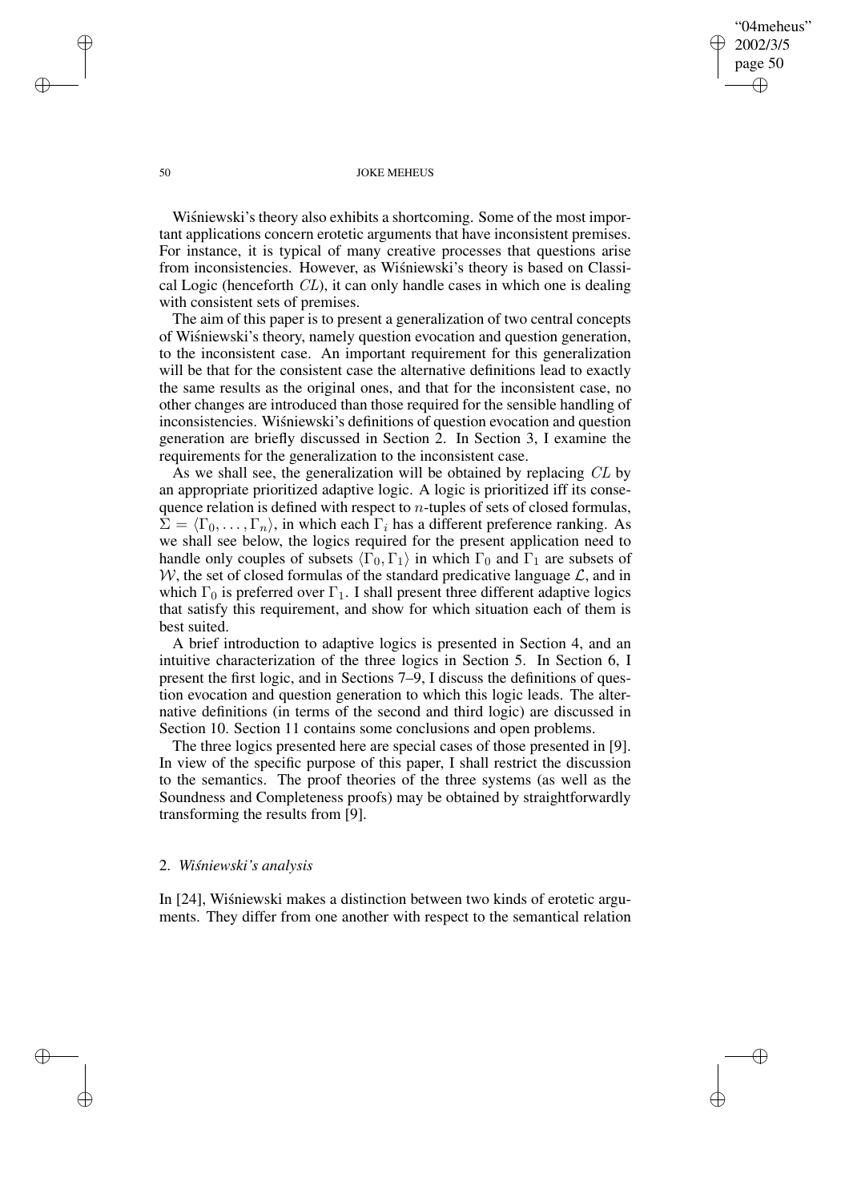Wiśniewski's theory also exhibits a shortcoming. Some of the most important applications concern erotetic arguments that have inconsistent premises. For instance, it is typical of many creative processes that questions arise from inconsistencies. However, as Wiśniewski's theory is based on Classical Logic (henceforth *CL*), it can only handle cases in which one is dealing with consistent sets of premises.

The aim of this paper is to present a generalization of two central concepts of Wiśniewski's theory, namely question evocation and question generation, to the inconsistent case. An important requirement for this generalization will be that for the consistent case the alternative definitions lead to exactly the same results as the original ones, and that for the inconsistent case, no other changes are introduced than those required for the sensible handling of inconsistencies. Wiśniewski's definitions of question evocation and question generation are briefly discussed in Section 2. In Section 3, I examine the requirements for the generalization to the inconsistent case.

As we shall see, the generalization will be obtained by replacing *CL* by an appropriate prioritized adaptive logic. A logic is prioritized iff its consequence relation is defined with respect to $n$-tuples of sets of closed formulas, $\Sigma = \langle \Gamma_0, \ldots, \Gamma_n \rangle$, in which each $\Gamma_i$ has a different preference ranking. As we shall see below, the logics required for the present application need to handle only couples of subsets $\langle \Gamma_0, \Gamma_1 \rangle$ in which $\Gamma_0$ and $\Gamma_1$ are subsets of $\mathcal{W}$, the set of closed formulas of the standard predicative language $\mathcal{L}$, and in which $\Gamma_0$ is preferred over $\Gamma_1$. I shall present three different adaptive logics that satisfy this requirement, and show for which situation each of them is best suited.

A brief introduction to adaptive logics is presented in Section 4, and an intuitive characterization of the three logics in Section 5. In Section 6, I present the first logic, and in Sections 7–9, I discuss the definitions of question evocation and question generation to which this logic leads. The alternative definitions (in terms of the second and third logic) are discussed in Section 10. Section 11 contains some conclusions and open problems.

The three logics presented here are special cases of those presented in [9]. In view of the specific purpose of this paper, I shall restrict the discussion to the semantics. The proof theories of the three systems (as well as the Soundness and Completeness proofs) may be obtained by straightforwardly transforming the results from [9].

## 2. *Wiśniewski's analysis*

In [24], Wiśniewski makes a distinction between two kinds of erotetic arguments. They differ from one another with respect to the semantical relation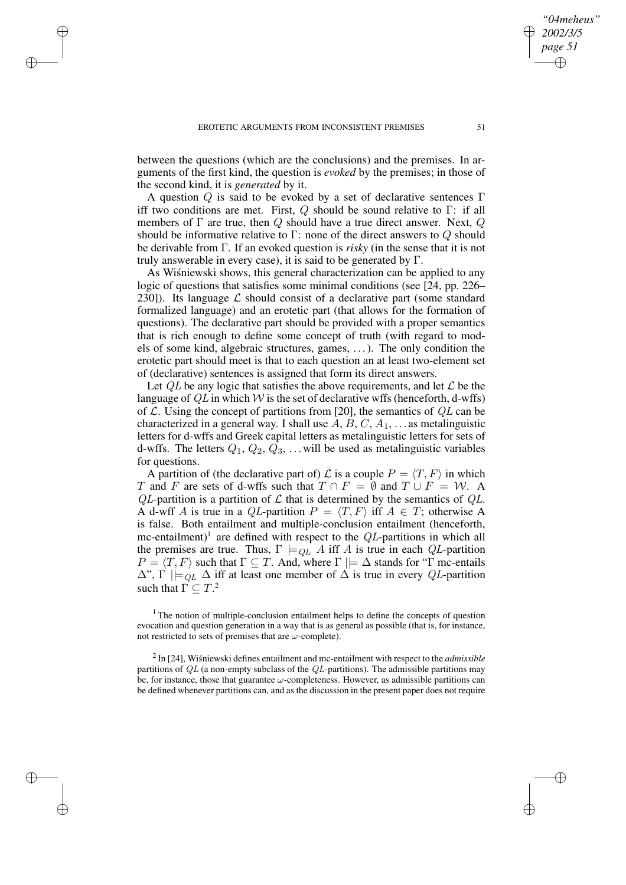between the questions (which are the conclusions) and the premises. In arguments of the first kind, the question is *evoked* by the premises; in those of the second kind, it is *generated* by it.

A question $Q$ is said to be evoked by a set of declarative sentences $\Gamma$ iff two conditions are met. First, $Q$ should be sound relative to $\Gamma$: if all members of $\Gamma$ are true, then $Q$ should have a true direct answer. Next, $Q$ should be informative relative to $\Gamma$: none of the direct answers to $Q$ should be derivable from $\Gamma$. If an evoked question is *risky* (in the sense that it is not truly answerable in every case), it is said to be generated by $\Gamma$.

As Wiśniewski shows, this general characterization can be applied to any logic of questions that satisfies some minimal conditions (see [24, pp. 226–230]). Its language $\mathcal{L}$ should consist of a declarative part (some standard formalized language) and an erotetic part (that allows for the formation of questions). The declarative part should be provided with a proper semantics that is rich enough to define some concept of truth (with regard to models of some kind, algebraic structures, games, ...). The only condition the erotetic part should meet is that to each question an at least two-element set of (declarative) sentences is assigned that form its direct answers.

Let $QL$ be any logic that satisfies the above requirements, and let $\mathcal{L}$ be the language of $QL$ in which $\mathcal{W}$ is the set of declarative wffs (henceforth, d-wffs) of $\mathcal{L}$. Using the concept of partitions from [20], the semantics of $QL$ can be characterized in a general way. I shall use $A, B, C, A_1, \ldots$ as metalinguistic letters for d-wffs and Greek capital letters as metalinguistic letters for sets of d-wffs. The letters $Q_1, Q_2, Q_3, \ldots$ will be used as metalinguistic variables for questions.

A partition of (the declarative part of) $\mathcal{L}$ is a couple $P = \langle T, F \rangle$ in which $T$ and $F$ are sets of d-wffs such that $T \cap F = \emptyset$ and $T \cup F = \mathcal{W}$. A $QL$-partition is a partition of $\mathcal{L}$ that is determined by the semantics of $QL$. A d-wff $A$ is true in a $QL$-partition $P = \langle T, F \rangle$ iff $A \in T$; otherwise A is false. Both entailment and multiple-conclusion entailment (henceforth, mc-entailment)[1] are defined with respect to the $QL$-partitions in which all the premises are true. Thus, $\Gamma \models_{QL} A$ iff $A$ is true in each $QL$-partition $P = \langle T, F \rangle$ such that $\Gamma \subseteq T$. And, where $\Gamma \mid\models \Delta$ stands for "$\Gamma$ mc-entails $\Delta$", $\Gamma \mid\models_{QL} \Delta$ iff at least one member of $\Delta$ is true in every $QL$-partition such that $\Gamma \subseteq T$.[2]

[1] The notion of multiple-conclusion entailment helps to define the concepts of question evocation and question generation in a way that is as general as possible (that is, for instance, not restricted to sets of premises that are $\omega$-complete).

[2] In [24], Wiśniewski defines entailment and mc-entailment with respect to the *admissible* partitions of $QL$ (a non-empty subclass of the $QL$-partitions). The admissible partitions may be, for instance, those that guarantee $\omega$-completeness. However, as admissible partitions can be defined whenever partitions can, and as the discussion in the present paper does not require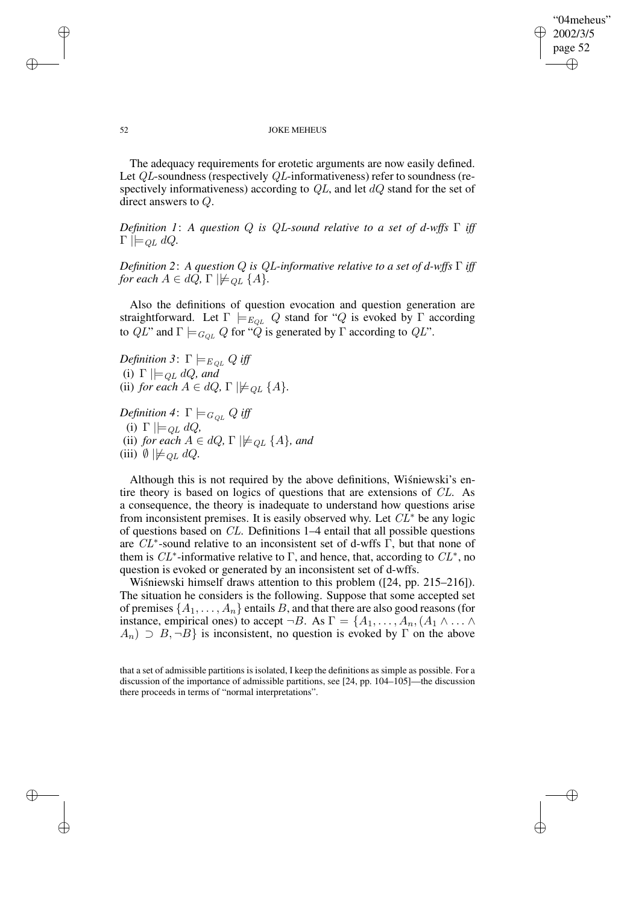The adequacy requirements for erotetic arguments are now easily defined. Let $QL$-soundness (respectively $QL$-informativeness) refer to soundness (respectively informativeness) according to $QL$, and let $dQ$ stand for the set of direct answers to $Q$.

*Definition 1*: *A question $Q$ is $QL$-sound relative to a set of d-wffs $\Gamma$ iff $\Gamma \mid\models_{QL} dQ$.*

*Definition 2*: *A question $Q$ is $QL$-informative relative to a set of d-wffs $\Gamma$ iff for each $A \in dQ$, $\Gamma \mid\not\models_{QL} \{A\}$.*

Also the definitions of question evocation and question generation are straightforward. Let $\Gamma \models_{E_{QL}} Q$ stand for "$Q$ is evoked by $\Gamma$ according to $QL$" and $\Gamma \models_{G_{QL}} Q$ for "$Q$ is generated by $\Gamma$ according to $QL$".

*Definition 3*: $\Gamma \models_{E_{QL}} Q$ *iff*
(i) $\Gamma \mid\models_{QL} dQ$, *and*
(ii) *for each* $A \in dQ$, $\Gamma \mid\not\models_{QL} \{A\}$.

*Definition 4*: $\Gamma \models_{G_{QL}} Q$ *iff*
(i) $\Gamma \mid\models_{QL} dQ$,
(ii) *for each* $A \in dQ$, $\Gamma \mid\not\models_{QL} \{A\}$, *and*
(iii) $\emptyset \mid\not\models_{QL} dQ$.

Although this is not required by the above definitions, Wiśniewski's entire theory is based on logics of questions that are extensions of $CL$. As a consequence, the theory is inadequate to understand how questions arise from inconsistent premises. It is easily observed why. Let $CL^*$ be any logic of questions based on $CL$. Definitions 1–4 entail that all possible questions are $CL^*$-sound relative to an inconsistent set of d-wffs $\Gamma$, but that none of them is $CL^*$-informative relative to $\Gamma$, and hence, that, according to $CL^*$, no question is evoked or generated by an inconsistent set of d-wffs.

Wiśniewski himself draws attention to this problem ([24, pp. 215–216]). The situation he considers is the following. Suppose that some accepted set of premises $\{A_1, \ldots, A_n\}$ entails $B$, and that there are also good reasons (for instance, empirical ones) to accept $\neg B$. As $\Gamma = \{A_1, \ldots, A_n, (A_1 \wedge \ldots \wedge A_n) \supset B, \neg B\}$ is inconsistent, no question is evoked by $\Gamma$ on the above

that a set of admissible partitions is isolated, I keep the definitions as simple as possible. For a discussion of the importance of admissible partitions, see [24, pp. 104–105]—the discussion there proceeds in terms of "normal interpretations".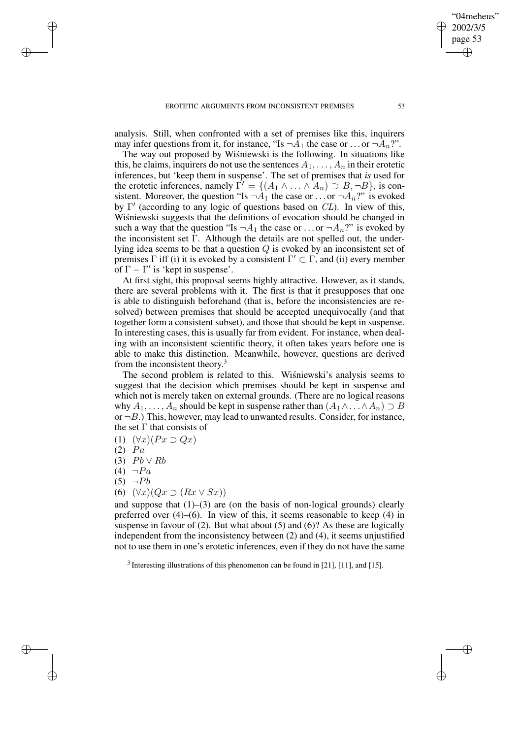analysis. Still, when confronted with a set of premises like this, inquirers may infer questions from it, for instance, "Is $\neg A_1$ the case or ... or $\neg A_n$?".

The way out proposed by Wiśniewski is the following. In situations like this, he claims, inquirers do not use the sentences $A_1, \ldots, A_n$ in their erotetic inferences, but 'keep them in suspense'. The set of premises that *is* used for the erotetic inferences, namely $\Gamma' = \{(A_1 \wedge \ldots \wedge A_n) \supset B, \neg B\}$, is consistent. Moreover, the question "Is $\neg A_1$ the case or ... or $\neg A_n$?" is evoked by $\Gamma'$ (according to any logic of questions based on $CL$). In view of this, Wiśniewski suggests that the definitions of evocation should be changed in such a way that the question "Is $\neg A_1$ the case or ... or $\neg A_n$?" is evoked by the inconsistent set $\Gamma$. Although the details are not spelled out, the underlying idea seems to be that a question $Q$ is evoked by an inconsistent set of premises $\Gamma$ iff (i) it is evoked by a consistent $\Gamma' \subset \Gamma$, and (ii) every member of $\Gamma - \Gamma'$ is 'kept in suspense'.

At first sight, this proposal seems highly attractive. However, as it stands, there are several problems with it. The first is that it presupposes that one is able to distinguish beforehand (that is, before the inconsistencies are resolved) between premises that should be accepted unequivocally (and that together form a consistent subset), and those that should be kept in suspense. In interesting cases, this is usually far from evident. For instance, when dealing with an inconsistent scientific theory, it often takes years before one is able to make this distinction. Meanwhile, however, questions are derived from the inconsistent theory.[3]

The second problem is related to this. Wiśniewski's analysis seems to suggest that the decision which premises should be kept in suspense and which not is merely taken on external grounds. (There are no logical reasons why $A_1, \ldots, A_n$ should be kept in suspense rather than $(A_1 \wedge \ldots \wedge A_n) \supset B$ or $\neg B$.) This, however, may lead to unwanted results. Consider, for instance, the set $\Gamma$ that consists of

(1) $(\forall x)(Px \supset Qx)$
(2) $Pa$
(3) $Pb \vee Rb$
(4) $\neg Pa$
(5) $\neg Pb$
(6) $(\forall x)(Qx \supset (Rx \vee Sx))$

and suppose that (1)–(3) are (on the basis of non-logical grounds) clearly preferred over (4)–(6). In view of this, it seems reasonable to keep (4) in suspense in favour of (2). But what about (5) and (6)? As these are logically independent from the inconsistency between (2) and (4), it seems unjustified not to use them in one's erotetic inferences, even if they do not have the same

[3] Interesting illustrations of this phenomenon can be found in [21], [11], and [15].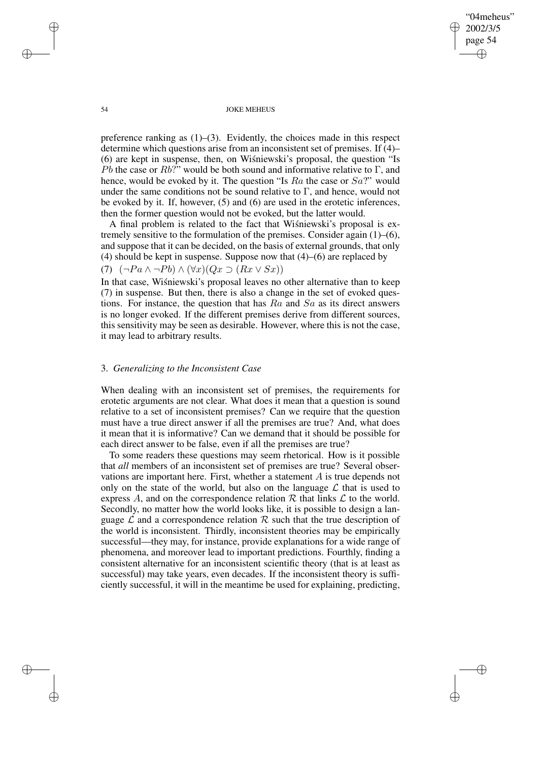preference ranking as (1)–(3). Evidently, the choices made in this respect determine which questions arise from an inconsistent set of premises. If (4)–(6) are kept in suspense, then, on Wiśniewski's proposal, the question "Is $Pb$ the case or $Rb$?" would be both sound and informative relative to $\Gamma$, and hence, would be evoked by it. The question "Is $Ra$ the case or $Sa$?" would under the same conditions not be sound relative to $\Gamma$, and hence, would not be evoked by it. If, however, (5) and (6) are used in the erotetic inferences, then the former question would not be evoked, but the latter would.

A final problem is related to the fact that Wiśniewski's proposal is extremely sensitive to the formulation of the premises. Consider again (1)–(6), and suppose that it can be decided, on the basis of external grounds, that only (4) should be kept in suspense. Suppose now that (4)–(6) are replaced by

(7) $(\neg Pa \wedge \neg Pb) \wedge (\forall x)(Qx \supset (Rx \vee Sx))$

In that case, Wiśniewski's proposal leaves no other alternative than to keep (7) in suspense. But then, there is also a change in the set of evoked questions. For instance, the question that has $Ra$ and $Sa$ as its direct answers is no longer evoked. If the different premises derive from different sources, this sensitivity may be seen as desirable. However, where this is not the case, it may lead to arbitrary results.

## 3. *Generalizing to the Inconsistent Case*

When dealing with an inconsistent set of premises, the requirements for erotetic arguments are not clear. What does it mean that a question is sound relative to a set of inconsistent premises? Can we require that the question must have a true direct answer if all the premises are true? And, what does it mean that it is informative? Can we demand that it should be possible for each direct answer to be false, even if all the premises are true?

To some readers these questions may seem rhetorical. How is it possible that *all* members of an inconsistent set of premises are true? Several observations are important here. First, whether a statement $A$ is true depends not only on the state of the world, but also on the language $\mathcal{L}$ that is used to express $A$, and on the correspondence relation $\mathcal{R}$ that links $\mathcal{L}$ to the world. Secondly, no matter how the world looks like, it is possible to design a language $\mathcal{L}$ and a correspondence relation $\mathcal{R}$ such that the true description of the world is inconsistent. Thirdly, inconsistent theories may be empirically successful—they may, for instance, provide explanations for a wide range of phenomena, and moreover lead to important predictions. Fourthly, finding a consistent alternative for an inconsistent scientific theory (that is at least as successful) may take years, even decades. If the inconsistent theory is sufficiently successful, it will in the meantime be used for explaining, predicting,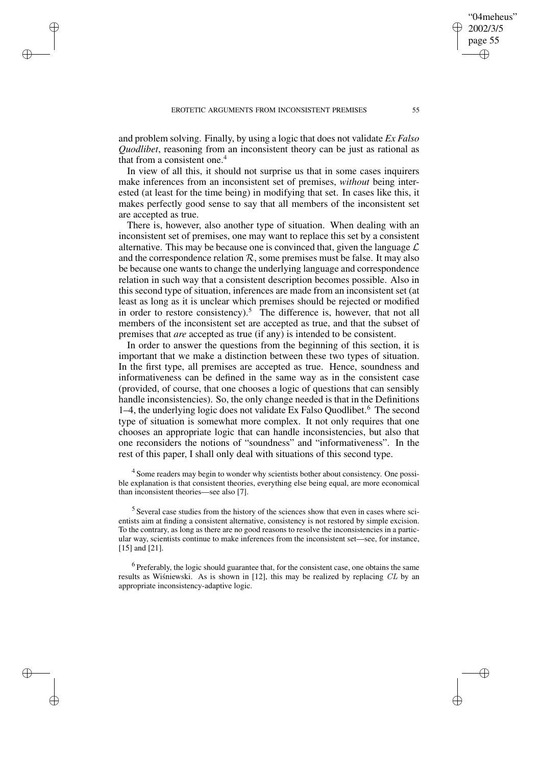and problem solving. Finally, by using a logic that does not validate *Ex Falso Quodlibet*, reasoning from an inconsistent theory can be just as rational as that from a consistent one.[4]

In view of all this, it should not surprise us that in some cases inquirers make inferences from an inconsistent set of premises, *without* being interested (at least for the time being) in modifying that set. In cases like this, it makes perfectly good sense to say that all members of the inconsistent set are accepted as true.

There is, however, also another type of situation. When dealing with an inconsistent set of premises, one may want to replace this set by a consistent alternative. This may be because one is convinced that, given the language $\mathcal{L}$ and the correspondence relation $\mathcal{R}$, some premises must be false. It may also be because one wants to change the underlying language and correspondence relation in such way that a consistent description becomes possible. Also in this second type of situation, inferences are made from an inconsistent set (at least as long as it is unclear which premises should be rejected or modified in order to restore consistency).[5] The difference is, however, that not all members of the inconsistent set are accepted as true, and that the subset of premises that *are* accepted as true (if any) is intended to be consistent.

In order to answer the questions from the beginning of this section, it is important that we make a distinction between these two types of situation. In the first type, all premises are accepted as true. Hence, soundness and informativeness can be defined in the same way as in the consistent case (provided, of course, that one chooses a logic of questions that can sensibly handle inconsistencies). So, the only change needed is that in the Definitions 1–4, the underlying logic does not validate Ex Falso Quodlibet.[6] The second type of situation is somewhat more complex. It not only requires that one chooses an appropriate logic that can handle inconsistencies, but also that one reconsiders the notions of "soundness" and "informativeness". In the rest of this paper, I shall only deal with situations of this second type.

[4] Some readers may begin to wonder why scientists bother about consistency. One possible explanation is that consistent theories, everything else being equal, are more economical than inconsistent theories—see also [7].

[5] Several case studies from the history of the sciences show that even in cases where scientists aim at finding a consistent alternative, consistency is not restored by simple excision. To the contrary, as long as there are no good reasons to resolve the inconsistencies in a particular way, scientists continue to make inferences from the inconsistent set—see, for instance, [15] and [21].

[6] Preferably, the logic should guarantee that, for the consistent case, one obtains the same results as Wiśniewski. As is shown in [12], this may be realized by replacing $CL$ by an appropriate inconsistency-adaptive logic.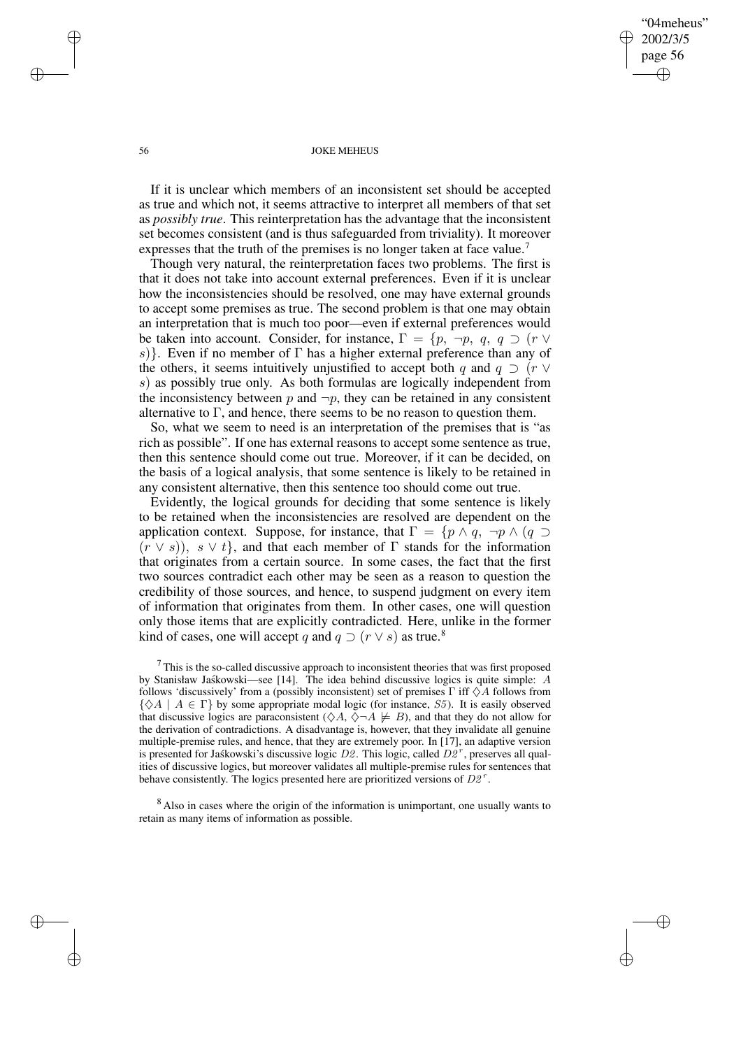If it is unclear which members of an inconsistent set should be accepted as true and which not, it seems attractive to interpret all members of that set as *possibly true*. This reinterpretation has the advantage that the inconsistent set becomes consistent (and is thus safeguarded from triviality). It moreover expresses that the truth of the premises is no longer taken at face value.[7]

Though very natural, the reinterpretation faces two problems. The first is that it does not take into account external preferences. Even if it is unclear how the inconsistencies should be resolved, one may have external grounds to accept some premises as true. The second problem is that one may obtain an interpretation that is much too poor—even if external preferences would be taken into account. Consider, for instance, $\Gamma = \{p, \neg p, q, q \supset (r \vee s)\}$. Even if no member of $\Gamma$ has a higher external preference than any of the others, it seems intuitively unjustified to accept both $q$ and $q \supset (r \vee s)$ as possibly true only. As both formulas are logically independent from the inconsistency between $p$ and $\neg p$, they can be retained in any consistent alternative to $\Gamma$, and hence, there seems to be no reason to question them.

So, what we seem to need is an interpretation of the premises that is "as rich as possible". If one has external reasons to accept some sentence as true, then this sentence should come out true. Moreover, if it can be decided, on the basis of a logical analysis, that some sentence is likely to be retained in any consistent alternative, then this sentence too should come out true.

Evidently, the logical grounds for deciding that some sentence is likely to be retained when the inconsistencies are resolved are dependent on the application context. Suppose, for instance, that $\Gamma = \{p \wedge q, \neg p \wedge (q \supset (r \vee s)), s \vee t\}$, and that each member of $\Gamma$ stands for the information that originates from a certain source. In some cases, the fact that the first two sources contradict each other may be seen as a reason to question the credibility of those sources, and hence, to suspend judgment on every item of information that originates from them. In other cases, one will question only those items that are explicitly contradicted. Here, unlike in the former kind of cases, one will accept $q$ and $q \supset (r \vee s)$ as true.[8]

[7] This is the so-called discussive approach to inconsistent theories that was first proposed by Stanisław Jaśkowski—see [14]. The idea behind discussive logics is quite simple: $A$ follows 'discussively' from a (possibly inconsistent) set of premises $\Gamma$ iff $\Diamond A$ follows from $\{\Diamond A \mid A \in \Gamma\}$ by some appropriate modal logic (for instance, $S5$). It is easily observed that discussive logics are paraconsistent ($\Diamond A, \Diamond \neg A \not\models B$), and that they do not allow for the derivation of contradictions. A disadvantage is, however, that they invalidate all genuine multiple-premise rules, and hence, that they are extremely poor. In [17], an adaptive version is presented for Jaśkowski's discussive logic $D2$. This logic, called $D2^r$, preserves all qualities of discussive logics, but moreover validates all multiple-premise rules for sentences that behave consistently. The logics presented here are prioritized versions of $D2^r$.

[8] Also in cases where the origin of the information is unimportant, one usually wants to retain as many items of information as possible.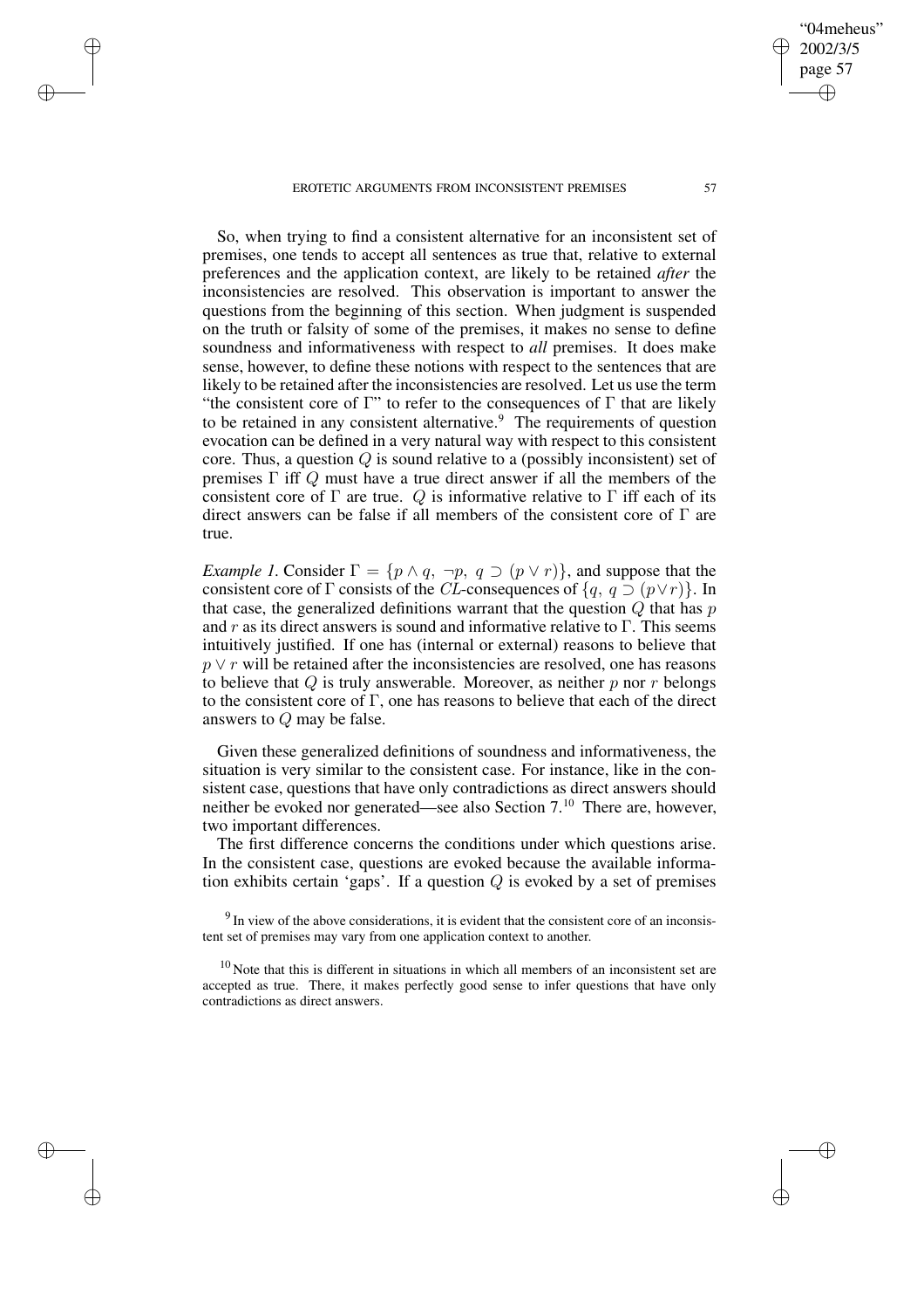So, when trying to find a consistent alternative for an inconsistent set of premises, one tends to accept all sentences as true that, relative to external preferences and the application context, are likely to be retained *after* the inconsistencies are resolved. This observation is important to answer the questions from the beginning of this section. When judgment is suspended on the truth or falsity of some of the premises, it makes no sense to define soundness and informativeness with respect to *all* premises. It does make sense, however, to define these notions with respect to the sentences that are likely to be retained after the inconsistencies are resolved. Let us use the term "the consistent core of $\Gamma$" to refer to the consequences of $\Gamma$ that are likely to be retained in any consistent alternative.[9] The requirements of question evocation can be defined in a very natural way with respect to this consistent core. Thus, a question $Q$ is sound relative to a (possibly inconsistent) set of premises $\Gamma$ iff $Q$ must have a true direct answer if all the members of the consistent core of $\Gamma$ are true. $Q$ is informative relative to $\Gamma$ iff each of its direct answers can be false if all members of the consistent core of $\Gamma$ are true.

*Example 1.* Consider $\Gamma = \{p \wedge q,\ \neg p,\ q \supset (p \vee r)\}$, and suppose that the consistent core of $\Gamma$ consists of the $CL$-consequences of $\{q,\ q \supset (p \vee r)\}$. In that case, the generalized definitions warrant that the question $Q$ that has $p$ and $r$ as its direct answers is sound and informative relative to $\Gamma$. This seems intuitively justified. If one has (internal or external) reasons to believe that $p \vee r$ will be retained after the inconsistencies are resolved, one has reasons to believe that $Q$ is truly answerable. Moreover, as neither $p$ nor $r$ belongs to the consistent core of $\Gamma$, one has reasons to believe that each of the direct answers to $Q$ may be false.

Given these generalized definitions of soundness and informativeness, the situation is very similar to the consistent case. For instance, like in the consistent case, questions that have only contradictions as direct answers should neither be evoked nor generated—see also Section 7.[10] There are, however, two important differences.

The first difference concerns the conditions under which questions arise. In the consistent case, questions are evoked because the available information exhibits certain 'gaps'. If a question $Q$ is evoked by a set of premises

[9] In view of the above considerations, it is evident that the consistent core of an inconsistent set of premises may vary from one application context to another.

[10] Note that this is different in situations in which all members of an inconsistent set are accepted as true. There, it makes perfectly good sense to infer questions that have only contradictions as direct answers.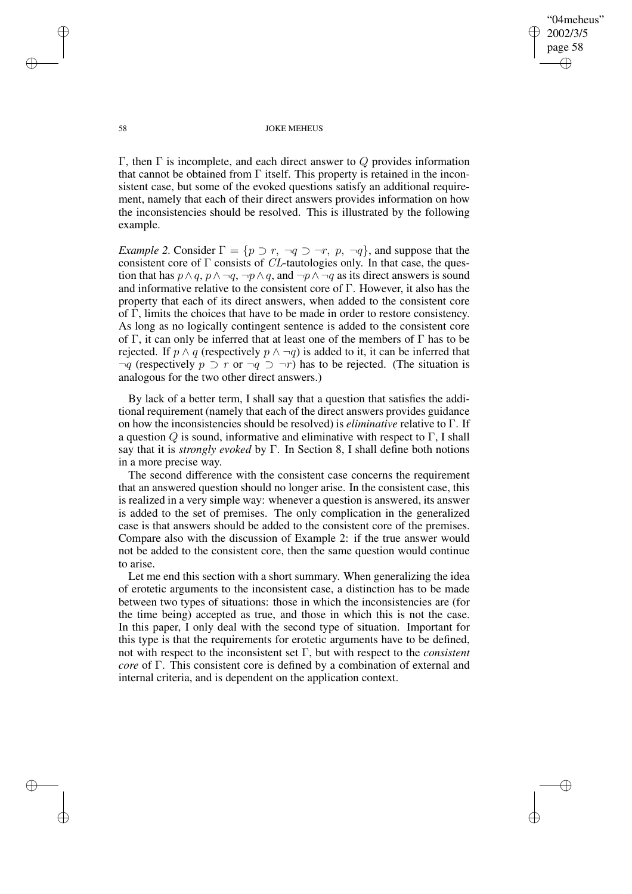$\Gamma$, then $\Gamma$ is incomplete, and each direct answer to $Q$ provides information that cannot be obtained from $\Gamma$ itself. This property is retained in the inconsistent case, but some of the evoked questions satisfy an additional requirement, namely that each of their direct answers provides information on how the inconsistencies should be resolved. This is illustrated by the following example.

*Example 2.* Consider $\Gamma = \{p \supset r,\ \neg q \supset \neg r,\ p,\ \neg q\}$, and suppose that the consistent core of $\Gamma$ consists of $CL$-tautologies only. In that case, the question that has $p \wedge q$, $p \wedge \neg q$, $\neg p \wedge q$, and $\neg p \wedge \neg q$ as its direct answers is sound and informative relative to the consistent core of $\Gamma$. However, it also has the property that each of its direct answers, when added to the consistent core of $\Gamma$, limits the choices that have to be made in order to restore consistency. As long as no logically contingent sentence is added to the consistent core of $\Gamma$, it can only be inferred that at least one of the members of $\Gamma$ has to be rejected. If $p \wedge q$ (respectively $p \wedge \neg q$) is added to it, it can be inferred that $\neg q$ (respectively $p \supset r$ or $\neg q \supset \neg r$) has to be rejected. (The situation is analogous for the two other direct answers.)

By lack of a better term, I shall say that a question that satisfies the additional requirement (namely that each of the direct answers provides guidance on how the inconsistencies should be resolved) is *eliminative* relative to $\Gamma$. If a question $Q$ is sound, informative and eliminative with respect to $\Gamma$, I shall say that it is *strongly evoked* by $\Gamma$. In Section 8, I shall define both notions in a more precise way.

The second difference with the consistent case concerns the requirement that an answered question should no longer arise. In the consistent case, this is realized in a very simple way: whenever a question is answered, its answer is added to the set of premises. The only complication in the generalized case is that answers should be added to the consistent core of the premises. Compare also with the discussion of Example 2: if the true answer would not be added to the consistent core, then the same question would continue to arise.

Let me end this section with a short summary. When generalizing the idea of erotetic arguments to the inconsistent case, a distinction has to be made between two types of situations: those in which the inconsistencies are (for the time being) accepted as true, and those in which this is not the case. In this paper, I only deal with the second type of situation. Important for this type is that the requirements for erotetic arguments have to be defined, not with respect to the inconsistent set $\Gamma$, but with respect to the *consistent core* of $\Gamma$. This consistent core is defined by a combination of external and internal criteria, and is dependent on the application context.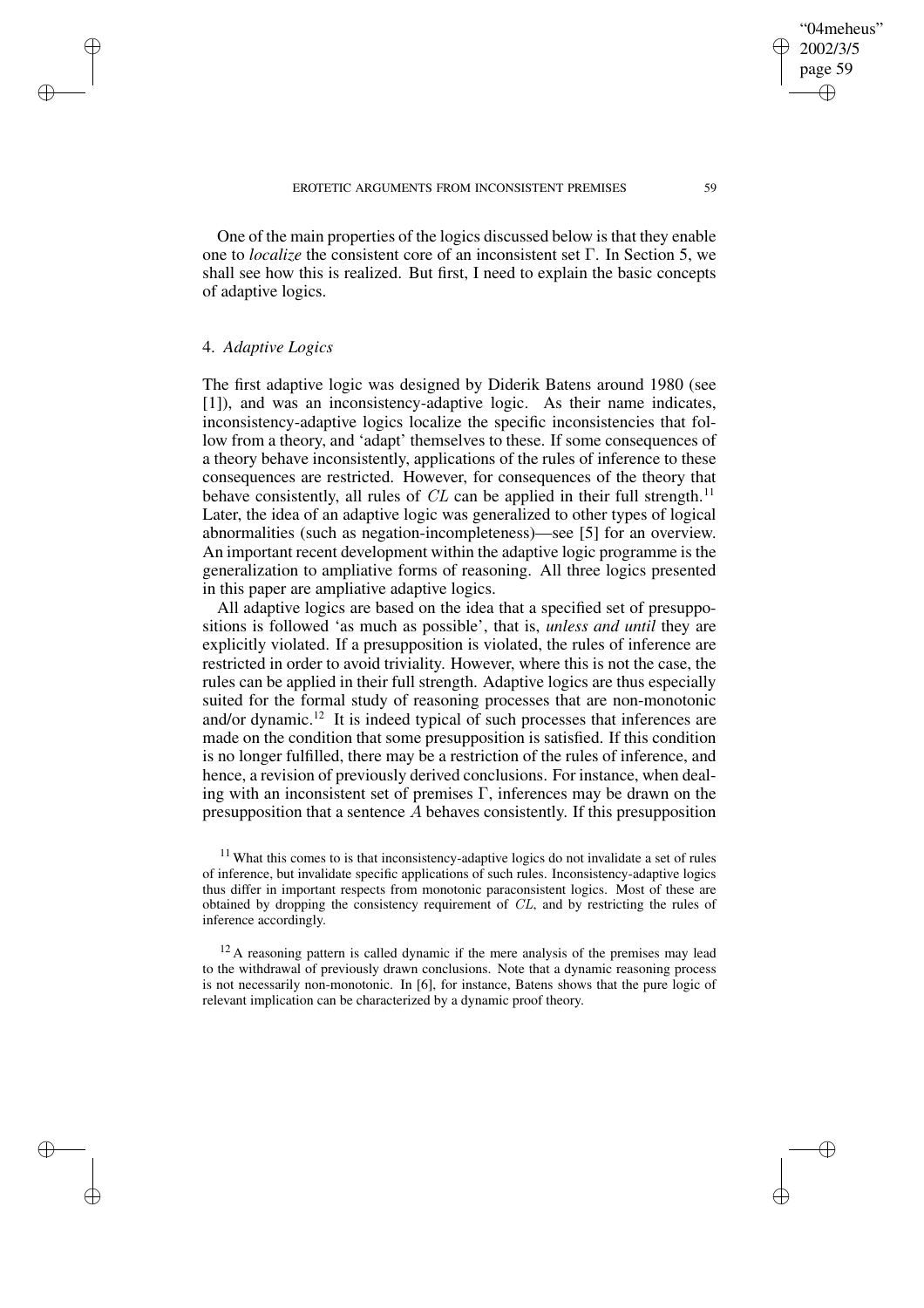One of the main properties of the logics discussed below is that they enable one to *localize* the consistent core of an inconsistent set $\Gamma$. In Section 5, we shall see how this is realized. But first, I need to explain the basic concepts of adaptive logics.

## 4. *Adaptive Logics*

The first adaptive logic was designed by Diderik Batens around 1980 (see [1]), and was an inconsistency-adaptive logic. As their name indicates, inconsistency-adaptive logics localize the specific inconsistencies that follow from a theory, and 'adapt' themselves to these. If some consequences of a theory behave inconsistently, applications of the rules of inference to these consequences are restricted. However, for consequences of the theory that behave consistently, all rules of $CL$ can be applied in their full strength.[11] Later, the idea of an adaptive logic was generalized to other types of logical abnormalities (such as negation-incompleteness)—see [5] for an overview. An important recent development within the adaptive logic programme is the generalization to ampliative forms of reasoning. All three logics presented in this paper are ampliative adaptive logics.

All adaptive logics are based on the idea that a specified set of presuppositions is followed 'as much as possible', that is, *unless and until* they are explicitly violated. If a presupposition is violated, the rules of inference are restricted in order to avoid triviality. However, where this is not the case, the rules can be applied in their full strength. Adaptive logics are thus especially suited for the formal study of reasoning processes that are non-monotonic and/or dynamic.[12] It is indeed typical of such processes that inferences are made on the condition that some presupposition is satisfied. If this condition is no longer fulfilled, there may be a restriction of the rules of inference, and hence, a revision of previously derived conclusions. For instance, when dealing with an inconsistent set of premises $\Gamma$, inferences may be drawn on the presupposition that a sentence $A$ behaves consistently. If this presupposition

[11] What this comes to is that inconsistency-adaptive logics do not invalidate a set of rules of inference, but invalidate specific applications of such rules. Inconsistency-adaptive logics thus differ in important respects from monotonic paraconsistent logics. Most of these are obtained by dropping the consistency requirement of $CL$, and by restricting the rules of inference accordingly.

[12] A reasoning pattern is called dynamic if the mere analysis of the premises may lead to the withdrawal of previously drawn conclusions. Note that a dynamic reasoning process is not necessarily non-monotonic. In [6], for instance, Batens shows that the pure logic of relevant implication can be characterized by a dynamic proof theory.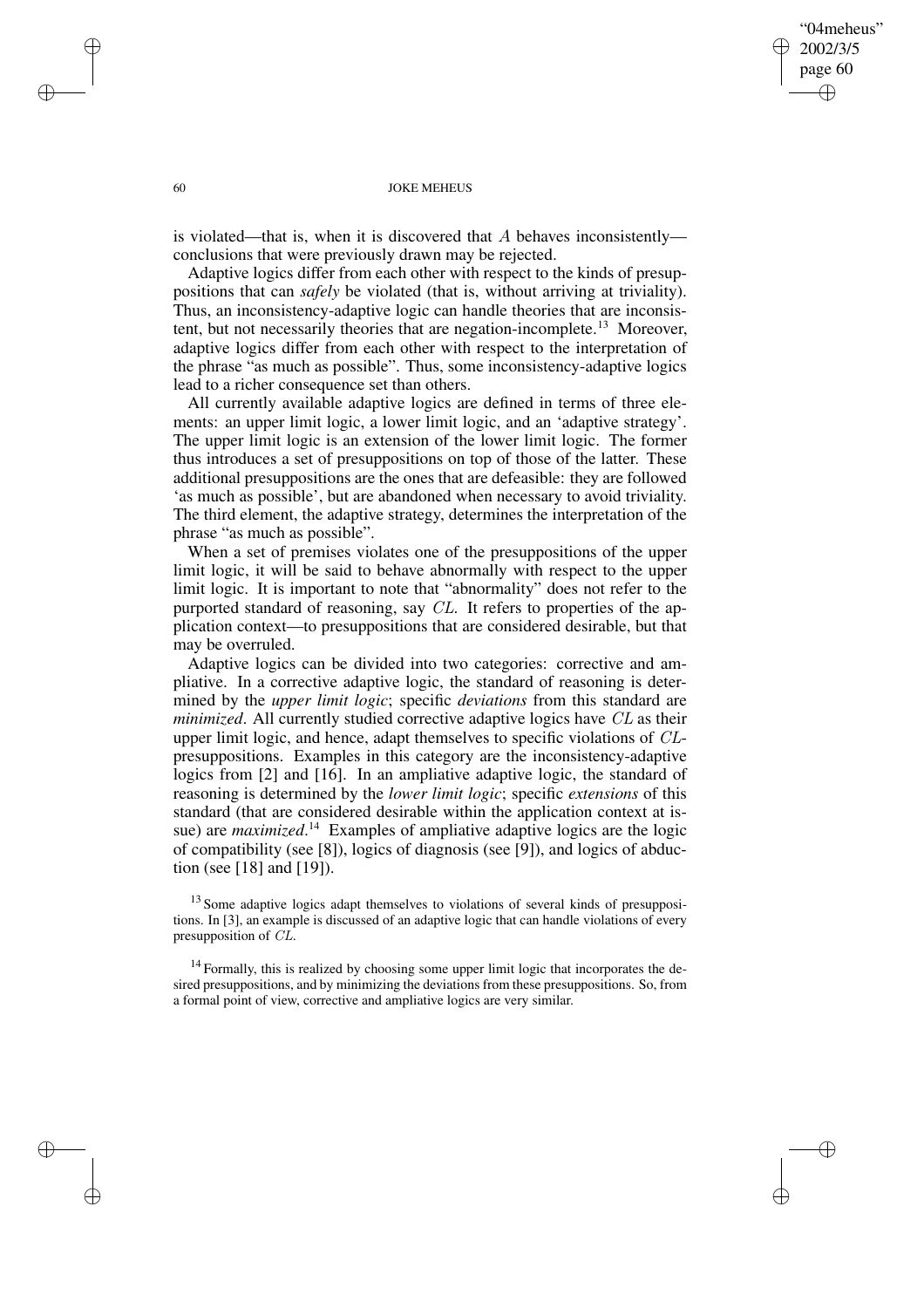is violated—that is, when it is discovered that $A$ behaves inconsistently—conclusions that were previously drawn may be rejected.

Adaptive logics differ from each other with respect to the kinds of presuppositions that can *safely* be violated (that is, without arriving at triviality). Thus, an inconsistency-adaptive logic can handle theories that are inconsistent, but not necessarily theories that are negation-incomplete.[13] Moreover, adaptive logics differ from each other with respect to the interpretation of the phrase "as much as possible". Thus, some inconsistency-adaptive logics lead to a richer consequence set than others.

All currently available adaptive logics are defined in terms of three elements: an upper limit logic, a lower limit logic, and an 'adaptive strategy'. The upper limit logic is an extension of the lower limit logic. The former thus introduces a set of presuppositions on top of those of the latter. These additional presuppositions are the ones that are defeasible: they are followed 'as much as possible', but are abandoned when necessary to avoid triviality. The third element, the adaptive strategy, determines the interpretation of the phrase "as much as possible".

When a set of premises violates one of the presuppositions of the upper limit logic, it will be said to behave abnormally with respect to the upper limit logic. It is important to note that "abnormality" does not refer to the purported standard of reasoning, say $CL$. It refers to properties of the application context—to presuppositions that are considered desirable, but that may be overruled.

Adaptive logics can be divided into two categories: corrective and ampliative. In a corrective adaptive logic, the standard of reasoning is determined by the *upper limit logic*; specific *deviations* from this standard are *minimized*. All currently studied corrective adaptive logics have $CL$ as their upper limit logic, and hence, adapt themselves to specific violations of $CL$-presuppositions. Examples in this category are the inconsistency-adaptive logics from [2] and [16]. In an ampliative adaptive logic, the standard of reasoning is determined by the *lower limit logic*; specific *extensions* of this standard (that are considered desirable within the application context at issue) are *maximized*.[14] Examples of ampliative adaptive logics are the logic of compatibility (see [8]), logics of diagnosis (see [9]), and logics of abduction (see [18] and [19]).

[13] Some adaptive logics adapt themselves to violations of several kinds of presuppositions. In [3], an example is discussed of an adaptive logic that can handle violations of every presupposition of $CL$.

[14] Formally, this is realized by choosing some upper limit logic that incorporates the desired presuppositions, and by minimizing the deviations from these presuppositions. So, from a formal point of view, corrective and ampliative logics are very similar.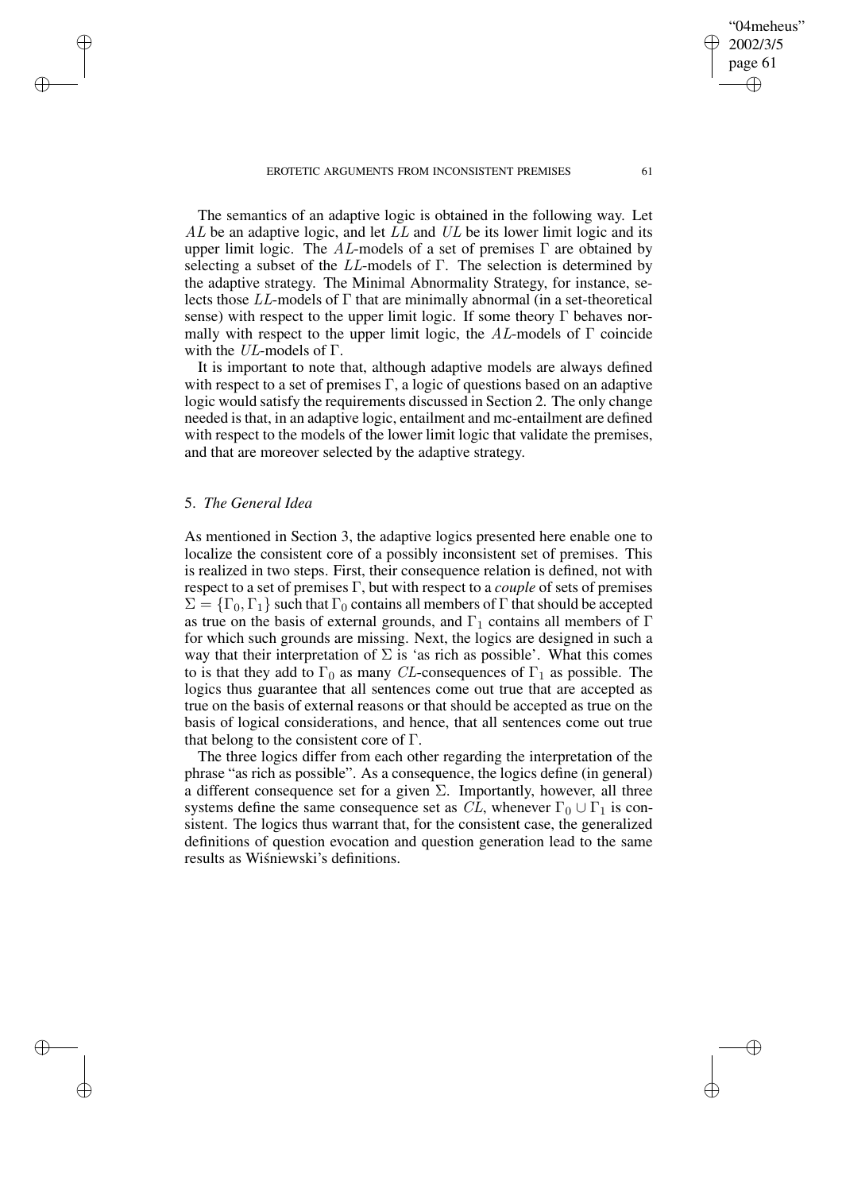The semantics of an adaptive logic is obtained in the following way. Let $AL$ be an adaptive logic, and let $LL$ and $UL$ be its lower limit logic and its upper limit logic. The $AL$-models of a set of premises $\Gamma$ are obtained by selecting a subset of the $LL$-models of $\Gamma$. The selection is determined by the adaptive strategy. The Minimal Abnormality Strategy, for instance, selects those $LL$-models of $\Gamma$ that are minimally abnormal (in a set-theoretical sense) with respect to the upper limit logic. If some theory $\Gamma$ behaves normally with respect to the upper limit logic, the $AL$-models of $\Gamma$ coincide with the $UL$-models of $\Gamma$.

It is important to note that, although adaptive models are always defined with respect to a set of premises $\Gamma$, a logic of questions based on an adaptive logic would satisfy the requirements discussed in Section 2. The only change needed is that, in an adaptive logic, entailment and mc-entailment are defined with respect to the models of the lower limit logic that validate the premises, and that are moreover selected by the adaptive strategy.

## 5. *The General Idea*

As mentioned in Section 3, the adaptive logics presented here enable one to localize the consistent core of a possibly inconsistent set of premises. This is realized in two steps. First, their consequence relation is defined, not with respect to a set of premises $\Gamma$, but with respect to a *couple* of sets of premises $\Sigma = \{\Gamma_0, \Gamma_1\}$ such that $\Gamma_0$ contains all members of $\Gamma$ that should be accepted as true on the basis of external grounds, and $\Gamma_1$ contains all members of $\Gamma$ for which such grounds are missing. Next, the logics are designed in such a way that their interpretation of $\Sigma$ is 'as rich as possible'. What this comes to is that they add to $\Gamma_0$ as many $CL$-consequences of $\Gamma_1$ as possible. The logics thus guarantee that all sentences come out true that are accepted as true on the basis of external reasons or that should be accepted as true on the basis of logical considerations, and hence, that all sentences come out true that belong to the consistent core of $\Gamma$.

The three logics differ from each other regarding the interpretation of the phrase "as rich as possible". As a consequence, the logics define (in general) a different consequence set for a given $\Sigma$. Importantly, however, all three systems define the same consequence set as $CL$, whenever $\Gamma_0 \cup \Gamma_1$ is consistent. The logics thus warrant that, for the consistent case, the generalized definitions of question evocation and question generation lead to the same results as Wiśniewski's definitions.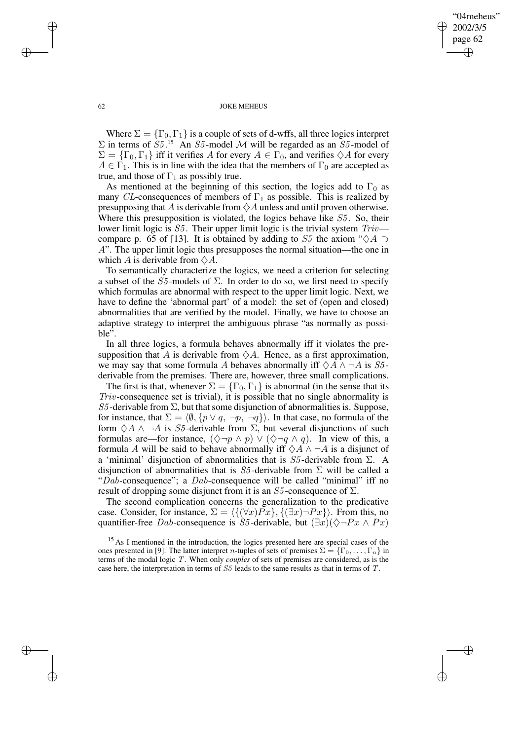Where $\Sigma = \{\Gamma_0, \Gamma_1\}$ is a couple of sets of d-wffs, all three logics interpret $\Sigma$ in terms of *S5*.[15] An *S5*-model $\mathcal{M}$ will be regarded as an *S5*-model of $\Sigma = \{\Gamma_0, \Gamma_1\}$ iff it verifies $A$ for every $A \in \Gamma_0$, and verifies $\Diamond A$ for every $A \in \Gamma_1$. This is in line with the idea that the members of $\Gamma_0$ are accepted as true, and those of $\Gamma_1$ as possibly true.

As mentioned at the beginning of this section, the logics add to $\Gamma_0$ as many *CL*-consequences of members of $\Gamma_1$ as possible. This is realized by presupposing that $A$ is derivable from $\Diamond A$ unless and until proven otherwise. Where this presupposition is violated, the logics behave like *S5*. So, their lower limit logic is *S5*. Their upper limit logic is the trivial system *Triv*—compare p. 65 of [13]. It is obtained by adding to *S5* the axiom "$\Diamond A \supset A$". The upper limit logic thus presupposes the normal situation—the one in which $A$ is derivable from $\Diamond A$.

To semantically characterize the logics, we need a criterion for selecting a subset of the *S5*-models of $\Sigma$. In order to do so, we first need to specify which formulas are abnormal with respect to the upper limit logic. Next, we have to define the 'abnormal part' of a model: the set of (open and closed) abnormalities that are verified by the model. Finally, we have to choose an adaptive strategy to interpret the ambiguous phrase "as normally as possible".

In all three logics, a formula behaves abnormally iff it violates the presupposition that $A$ is derivable from $\Diamond A$. Hence, as a first approximation, we may say that some formula $A$ behaves abnormally iff $\Diamond A \wedge \neg A$ is *S5*-derivable from the premises. There are, however, three small complications.

The first is that, whenever $\Sigma = \{\Gamma_0, \Gamma_1\}$ is abnormal (in the sense that its *Triv*-consequence set is trivial), it is possible that no single abnormality is *S5*-derivable from $\Sigma$, but that some disjunction of abnormalities is. Suppose, for instance, that $\Sigma = \langle \emptyset, \{p \vee q, \neg p, \neg q\}\rangle$. In that case, no formula of the form $\Diamond A \wedge \neg A$ is *S5*-derivable from $\Sigma$, but several disjunctions of such formulas are—for instance, $(\Diamond\neg p \wedge p) \vee (\Diamond\neg q \wedge q)$. In view of this, a formula $A$ will be said to behave abnormally iff $\Diamond A \wedge \neg A$ is a disjunct of a 'minimal' disjunction of abnormalities that is *S5*-derivable from $\Sigma$. A disjunction of abnormalities that is *S5*-derivable from $\Sigma$ will be called a "*Dab*-consequence"; a *Dab*-consequence will be called "minimal" iff no result of dropping some disjunct from it is an *S5*-consequence of $\Sigma$.

The second complication concerns the generalization to the predicative case. Consider, for instance, $\Sigma = \langle\{(\forall x)Px\}, \{(\exists x)\neg Px\}\rangle$. From this, no quantifier-free *Dab*-consequence is *S5*-derivable, but $(\exists x)(\Diamond\neg Px \wedge Px)$

[15] As I mentioned in the introduction, the logics presented here are special cases of the ones presented in [9]. The latter interpret $n$-tuples of sets of premises $\Sigma = \{\Gamma_0, \ldots, \Gamma_n\}$ in terms of the modal logic $T$. When only *couples* of sets of premises are considered, as is the case here, the interpretation in terms of *S5* leads to the same results as that in terms of $T$.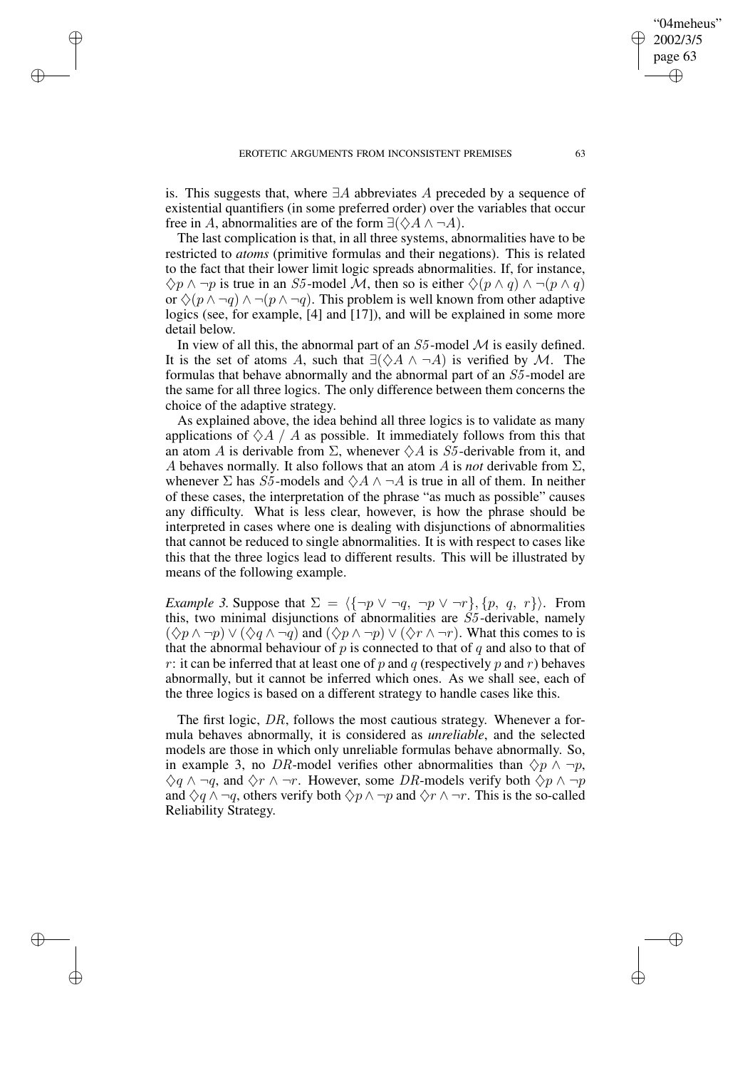is. This suggests that, where $\exists A$ abbreviates $A$ preceded by a sequence of existential quantifiers (in some preferred order) over the variables that occur free in $A$, abnormalities are of the form $\exists(\Diamond A \wedge \neg A)$.

The last complication is that, in all three systems, abnormalities have to be restricted to *atoms* (primitive formulas and their negations). This is related to the fact that their lower limit logic spreads abnormalities. If, for instance, $\Diamond p \wedge \neg p$ is true in an $S5$-model $\mathcal{M}$, then so is either $\Diamond(p \wedge q) \wedge \neg(p \wedge q)$ or $\Diamond(p \wedge \neg q) \wedge \neg(p \wedge \neg q)$. This problem is well known from other adaptive logics (see, for example, [4] and [17]), and will be explained in some more detail below.

In view of all this, the abnormal part of an $S5$-model $\mathcal{M}$ is easily defined. It is the set of atoms $A$, such that $\exists(\Diamond A \wedge \neg A)$ is verified by $\mathcal{M}$. The formulas that behave abnormally and the abnormal part of an $S5$-model are the same for all three logics. The only difference between them concerns the choice of the adaptive strategy.

As explained above, the idea behind all three logics is to validate as many applications of $\Diamond A \ / \ A$ as possible. It immediately follows from this that an atom $A$ is derivable from $\Sigma$, whenever $\Diamond A$ is $S5$-derivable from it, and $A$ behaves normally. It also follows that an atom $A$ is *not* derivable from $\Sigma$, whenever $\Sigma$ has $S5$-models and $\Diamond A \wedge \neg A$ is true in all of them. In neither of these cases, the interpretation of the phrase "as much as possible" causes any difficulty. What is less clear, however, is how the phrase should be interpreted in cases where one is dealing with disjunctions of abnormalities that cannot be reduced to single abnormalities. It is with respect to cases like this that the three logics lead to different results. This will be illustrated by means of the following example.

*Example 3.* Suppose that $\Sigma = \langle \{\neg p \vee \neg q, \ \neg p \vee \neg r\}, \{p, \ q, \ r\} \rangle$. From this, two minimal disjunctions of abnormalities are $S5$-derivable, namely $(\Diamond p \wedge \neg p) \vee (\Diamond q \wedge \neg q)$ and $(\Diamond p \wedge \neg p) \vee (\Diamond r \wedge \neg r)$. What this comes to is that the abnormal behaviour of $p$ is connected to that of $q$ and also to that of $r$: it can be inferred that at least one of $p$ and $q$ (respectively $p$ and $r$) behaves abnormally, but it cannot be inferred which ones. As we shall see, each of the three logics is based on a different strategy to handle cases like this.

The first logic, $DR$, follows the most cautious strategy. Whenever a formula behaves abnormally, it is considered as *unreliable*, and the selected models are those in which only unreliable formulas behave abnormally. So, in example 3, no $DR$-model verifies other abnormalities than $\Diamond p \wedge \neg p$, $\Diamond q \wedge \neg q$, and $\Diamond r \wedge \neg r$. However, some $DR$-models verify both $\Diamond p \wedge \neg p$ and $\Diamond q \wedge \neg q$, others verify both $\Diamond p \wedge \neg p$ and $\Diamond r \wedge \neg r$. This is the so-called Reliability Strategy.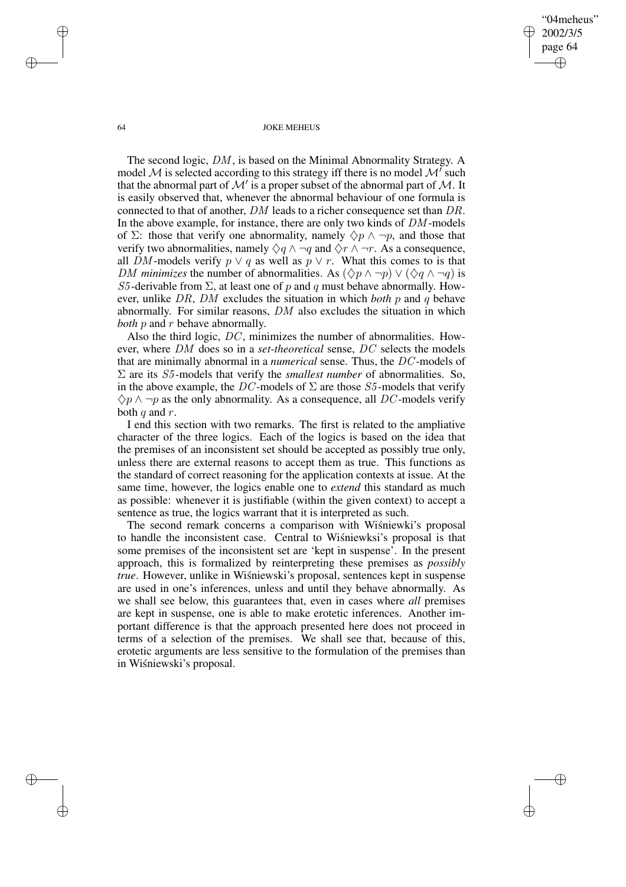The second logic, $DM$, is based on the Minimal Abnormality Strategy. A model $\mathcal{M}$ is selected according to this strategy iff there is no model $\mathcal{M}'$ such that the abnormal part of $\mathcal{M}'$ is a proper subset of the abnormal part of $\mathcal{M}$. It is easily observed that, whenever the abnormal behaviour of one formula is connected to that of another, $DM$ leads to a richer consequence set than $DR$. In the above example, for instance, there are only two kinds of $DM$-models of $\Sigma$: those that verify one abnormality, namely $\Diamond p \wedge \neg p$, and those that verify two abnormalities, namely $\Diamond q \wedge \neg q$ and $\Diamond r \wedge \neg r$. As a consequence, all $DM$-models verify $p \vee q$ as well as $p \vee r$. What this comes to is that $DM$ *minimizes* the number of abnormalities. As $(\Diamond p \wedge \neg p) \vee (\Diamond q \wedge \neg q)$ is $S5$-derivable from $\Sigma$, at least one of $p$ and $q$ must behave abnormally. However, unlike $DR$, $DM$ excludes the situation in which *both* $p$ and $q$ behave abnormally. For similar reasons, $DM$ also excludes the situation in which *both* $p$ and $r$ behave abnormally.

Also the third logic, $DC$, minimizes the number of abnormalities. However, where $DM$ does so in a *set-theoretical* sense, $DC$ selects the models that are minimally abnormal in a *numerical* sense. Thus, the $DC$-models of $\Sigma$ are its $S5$-models that verify the *smallest number* of abnormalities. So, in the above example, the $DC$-models of $\Sigma$ are those $S5$-models that verify $\Diamond p \wedge \neg p$ as the only abnormality. As a consequence, all $DC$-models verify both $q$ and $r$.

I end this section with two remarks. The first is related to the ampliative character of the three logics. Each of the logics is based on the idea that the premises of an inconsistent set should be accepted as possibly true only, unless there are external reasons to accept them as true. This functions as the standard of correct reasoning for the application contexts at issue. At the same time, however, the logics enable one to *extend* this standard as much as possible: whenever it is justifiable (within the given context) to accept a sentence as true, the logics warrant that it is interpreted as such.

The second remark concerns a comparison with Wiśniewki's proposal to handle the inconsistent case. Central to Wiśniewksi's proposal is that some premises of the inconsistent set are 'kept in suspense'. In the present approach, this is formalized by reinterpreting these premises as *possibly true*. However, unlike in Wiśniewski's proposal, sentences kept in suspense are used in one's inferences, unless and until they behave abnormally. As we shall see below, this guarantees that, even in cases where *all* premises are kept in suspense, one is able to make erotetic inferences. Another important difference is that the approach presented here does not proceed in terms of a selection of the premises. We shall see that, because of this, erotetic arguments are less sensitive to the formulation of the premises than in Wiśniewski's proposal.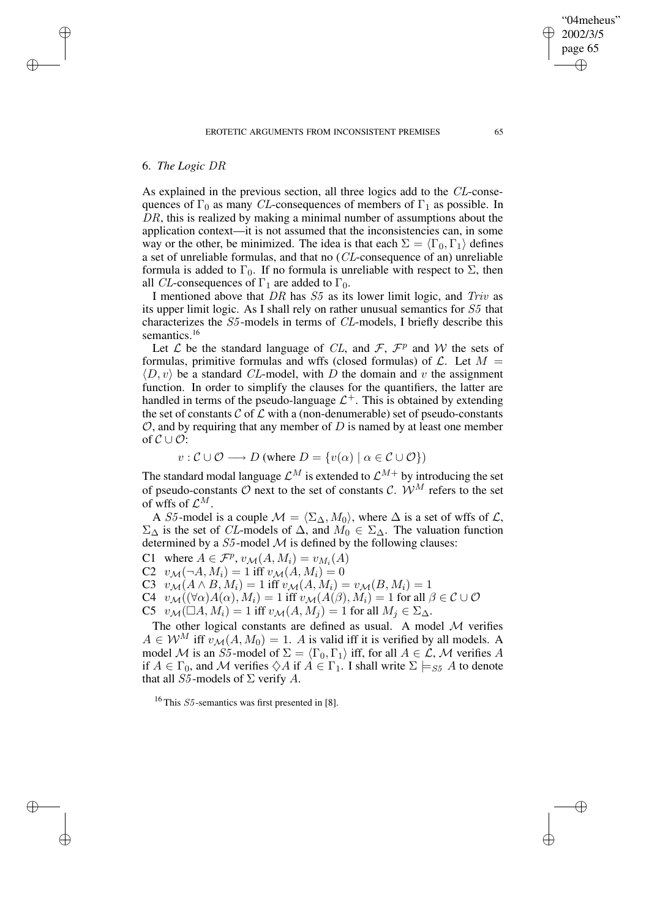## 6. *The Logic DR*

As explained in the previous section, all three logics add to the *CL*-consequences of $\Gamma_0$ as many *CL*-consequences of members of $\Gamma_1$ as possible. In *DR*, this is realized by making a minimal number of assumptions about the application context—it is not assumed that the inconsistencies can, in some way or the other, be minimized. The idea is that each $\Sigma = \langle \Gamma_0, \Gamma_1 \rangle$ defines a set of unreliable formulas, and that no (*CL*-consequence of an) unreliable formula is added to $\Gamma_0$. If no formula is unreliable with respect to $\Sigma$, then all *CL*-consequences of $\Gamma_1$ are added to $\Gamma_0$.

I mentioned above that *DR* has *S5* as its lower limit logic, and *Triv* as its upper limit logic. As I shall rely on rather unusual semantics for *S5* that characterizes the *S5*-models in terms of *CL*-models, I briefly describe this semantics.[16]

Let $\mathcal{L}$ be the standard language of *CL*, and $\mathcal{F}$, $\mathcal{F}^p$ and $\mathcal{W}$ the sets of formulas, primitive formulas and wffs (closed formulas) of $\mathcal{L}$. Let $M = \langle D, v \rangle$ be a standard *CL*-model, with $D$ the domain and $v$ the assignment function. In order to simplify the clauses for the quantifiers, the latter are handled in terms of the pseudo-language $\mathcal{L}^+$. This is obtained by extending the set of constants $\mathcal{C}$ of $\mathcal{L}$ with a (non-denumerable) set of pseudo-constants $\mathcal{O}$, and by requiring that any member of $D$ is named by at least one member of $\mathcal{C} \cup \mathcal{O}$:

$$v : \mathcal{C} \cup \mathcal{O} \longrightarrow D \text{ (where } D = \{v(\alpha) \mid \alpha \in \mathcal{C} \cup \mathcal{O}\})$$

The standard modal language $\mathcal{L}^M$ is extended to $\mathcal{L}^{M+}$ by introducing the set of pseudo-constants $\mathcal{O}$ next to the set of constants $\mathcal{C}$. $\mathcal{W}^M$ refers to the set of wffs of $\mathcal{L}^M$.

A *S5*-model is a couple $\mathcal{M} = \langle \Sigma_\Delta, M_0 \rangle$, where $\Delta$ is a set of wffs of $\mathcal{L}$, $\Sigma_\Delta$ is the set of *CL*-models of $\Delta$, and $M_0 \in \Sigma_\Delta$. The valuation function determined by a *S5*-model $\mathcal{M}$ is defined by the following clauses:

C1 where $A \in \mathcal{F}^p$, $v_\mathcal{M}(A, M_i) = v_{M_i}(A)$

C2 $v_\mathcal{M}(\neg A, M_i) = 1$ iff $v_\mathcal{M}(A, M_i) = 0$

C3 $v_\mathcal{M}(A \wedge B, M_i) = 1$ iff $v_\mathcal{M}(A, M_i) = v_\mathcal{M}(B, M_i) = 1$

C4 $v_\mathcal{M}((\forall \alpha)A(\alpha), M_i) = 1$ iff $v_\mathcal{M}(A(\beta), M_i) = 1$ for all $\beta \in \mathcal{C} \cup \mathcal{O}$

C5 $v_\mathcal{M}(\Box A, M_i) = 1$ iff $v_\mathcal{M}(A, M_j) = 1$ for all $M_j \in \Sigma_\Delta$.

The other logical constants are defined as usual. A model $\mathcal{M}$ verifies $A \in \mathcal{W}^M$ iff $v_\mathcal{M}(A, M_0) = 1$. $A$ is valid iff it is verified by all models. A model $\mathcal{M}$ is an *S5*-model of $\Sigma = \langle \Gamma_0, \Gamma_1 \rangle$ iff, for all $A \in \mathcal{L}$, $\mathcal{M}$ verifies $A$ if $A \in \Gamma_0$, and $\mathcal{M}$ verifies $\Diamond A$ if $A \in \Gamma_1$. I shall write $\Sigma \models_{S5} A$ to denote that all *S5*-models of $\Sigma$ verify $A$.

[16] This *S5*-semantics was first presented in [8].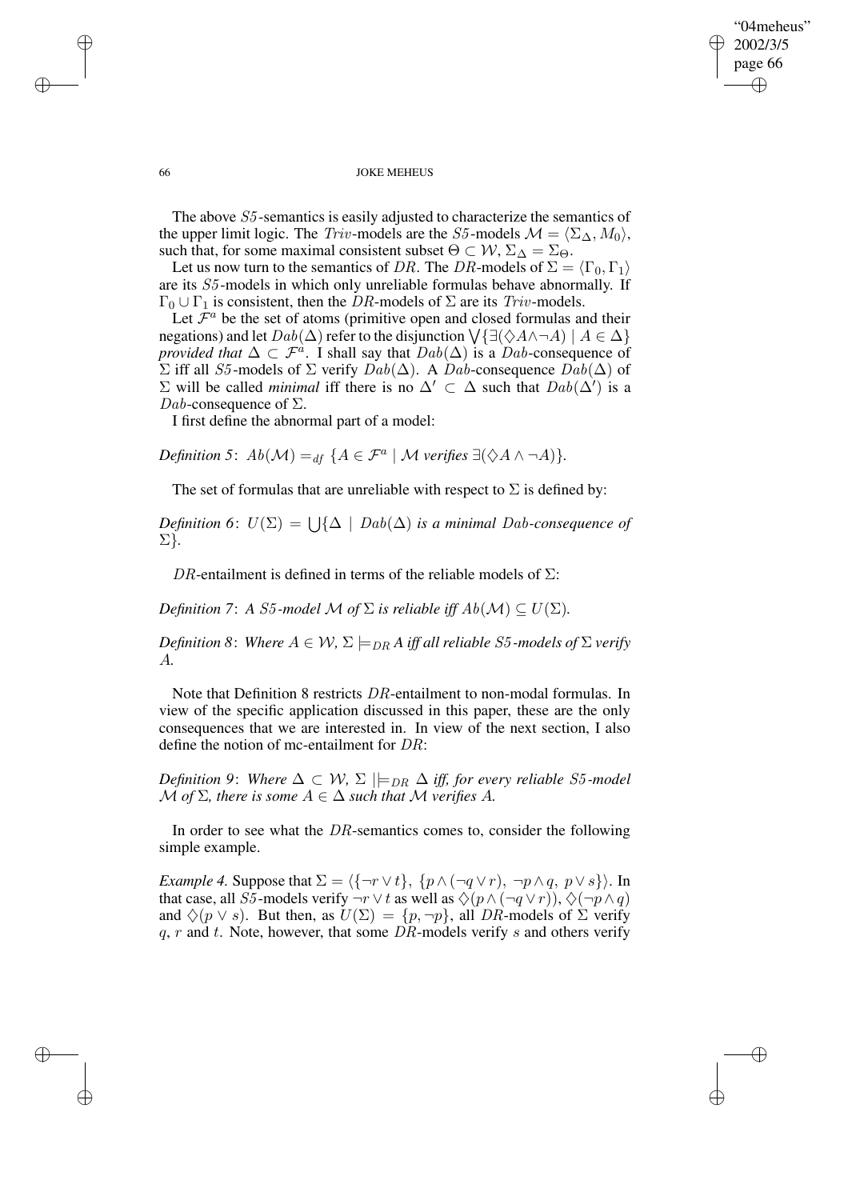The above *S5*-semantics is easily adjusted to characterize the semantics of the upper limit logic. The *Triv*-models are the *S5*-models $\mathcal{M} = \langle \Sigma_\Delta, M_0 \rangle$, such that, for some maximal consistent subset $\Theta \subset \mathcal{W}$, $\Sigma_\Delta = \Sigma_\Theta$.

Let us now turn to the semantics of $DR$. The $DR$-models of $\Sigma = \langle \Gamma_0, \Gamma_1 \rangle$ are its *S5*-models in which only unreliable formulas behave abnormally. If $\Gamma_0 \cup \Gamma_1$ is consistent, then the $DR$-models of $\Sigma$ are its *Triv*-models.

Let $\mathcal{F}^a$ be the set of atoms (primitive open and closed formulas and their negations) and let $Dab(\Delta)$ refer to the disjunction $\bigvee\{\exists(\Diamond A \wedge \neg A) \mid A \in \Delta\}$ *provided that* $\Delta \subset \mathcal{F}^a$. I shall say that $Dab(\Delta)$ is a $Dab$-consequence of $\Sigma$ iff all *S5*-models of $\Sigma$ verify $Dab(\Delta)$. A $Dab$-consequence $Dab(\Delta)$ of $\Sigma$ will be called *minimal* iff there is no $\Delta' \subset \Delta$ such that $Dab(\Delta')$ is a $Dab$-consequence of $\Sigma$.

I first define the abnormal part of a model:

*Definition 5*: $Ab(\mathcal{M}) =_{df} \{A \in \mathcal{F}^a \mid \mathcal{M}$ *verifies* $\exists(\Diamond A \wedge \neg A)\}$.

The set of formulas that are unreliable with respect to $\Sigma$ is defined by:

*Definition 6*: $U(\Sigma) = \bigcup\{\Delta \mid Dab(\Delta)$ *is a minimal* $Dab$*-consequence of* $\Sigma\}$.

$DR$-entailment is defined in terms of the reliable models of $\Sigma$:

*Definition 7*: *A S5-model* $\mathcal{M}$ *of* $\Sigma$ *is reliable iff* $Ab(\mathcal{M}) \subseteq U(\Sigma)$.

*Definition 8*: *Where* $A \in \mathcal{W}$, $\Sigma \models_{DR} A$ *iff all reliable S5-models of* $\Sigma$ *verify* $A$.

Note that Definition 8 restricts $DR$-entailment to non-modal formulas. In view of the specific application discussed in this paper, these are the only consequences that we are interested in. In view of the next section, I also define the notion of mc-entailment for $DR$:

*Definition 9*: *Where* $\Delta \subset \mathcal{W}$, $\Sigma \mid\models_{DR} \Delta$ *iff, for every reliable S5-model* $\mathcal{M}$ *of* $\Sigma$, *there is some* $A \in \Delta$ *such that* $\mathcal{M}$ *verifies* $A$.

In order to see what the $DR$-semantics comes to, consider the following simple example.

*Example 4.* Suppose that $\Sigma = \langle \{\neg r \vee t\},\ \{p \wedge (\neg q \vee r),\ \neg p \wedge q,\ p \vee s\} \rangle$. In that case, all *S5*-models verify $\neg r \vee t$ as well as $\Diamond(p \wedge (\neg q \vee r))$, $\Diamond(\neg p \wedge q)$ and $\Diamond(p \vee s)$. But then, as $U(\Sigma) = \{p, \neg p\}$, all $DR$-models of $\Sigma$ verify $q$, $r$ and $t$. Note, however, that some $DR$-models verify $s$ and others verify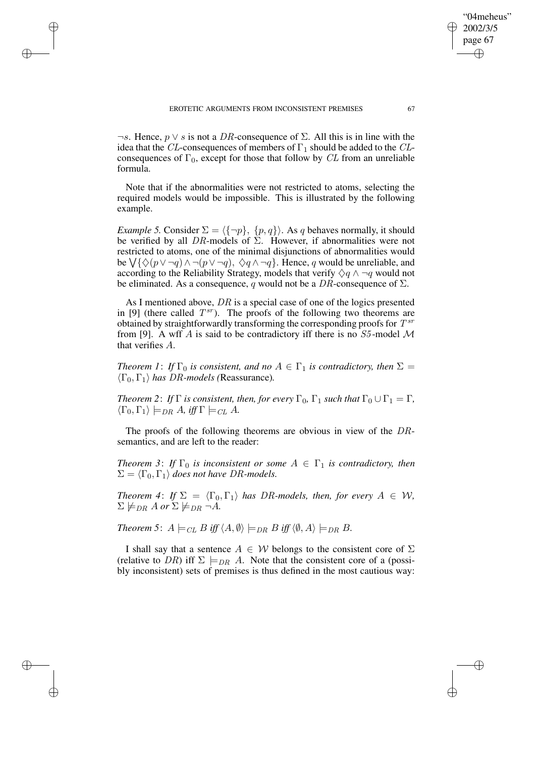$\neg s$. Hence, $p \vee s$ is not a $DR$-consequence of $\Sigma$. All this is in line with the idea that the $CL$-consequences of members of $\Gamma_1$ should be added to the $CL$-consequences of $\Gamma_0$, except for those that follow by $CL$ from an unreliable formula.

Note that if the abnormalities were not restricted to atoms, selecting the required models would be impossible. This is illustrated by the following example.

*Example 5.* Consider $\Sigma = \langle\{\neg p\},\ \{p, q\}\rangle$. As $q$ behaves normally, it should be verified by all $DR$-models of $\Sigma$. However, if abnormalities were not restricted to atoms, one of the minimal disjunctions of abnormalities would be $\bigvee\{\Diamond(p \vee \neg q) \wedge \neg(p \vee \neg q),\ \Diamond q \wedge \neg q\}$. Hence, $q$ would be unreliable, and according to the Reliability Strategy, models that verify $\Diamond q \wedge \neg q$ would not be eliminated. As a consequence, $q$ would not be a $DR$-consequence of $\Sigma$.

As I mentioned above, $DR$ is a special case of one of the logics presented in [9] (there called $T^{sr}$). The proofs of the following two theorems are obtained by straightforwardly transforming the corresponding proofs for $T^{sr}$ from [9]. A wff $A$ is said to be contradictory iff there is no $S5$-model $\mathcal{M}$ that verifies $A$.

*Theorem 1*: *If $\Gamma_0$ is consistent, and no $A \in \Gamma_1$ is contradictory, then $\Sigma = \langle\Gamma_0, \Gamma_1\rangle$ has $DR$-models (*Reassurance*).*

*Theorem 2*: *If $\Gamma$ is consistent, then, for every $\Gamma_0$, $\Gamma_1$ such that $\Gamma_0 \cup \Gamma_1 = \Gamma$, $\langle\Gamma_0, \Gamma_1\rangle \models_{DR} A$, iff $\Gamma \models_{CL} A$.*

The proofs of the following theorems are obvious in view of the $DR$-semantics, and are left to the reader:

*Theorem 3*: *If $\Gamma_0$ is inconsistent or some $A \in \Gamma_1$ is contradictory, then $\Sigma = \langle\Gamma_0, \Gamma_1\rangle$ does not have $DR$-models.*

*Theorem 4*: *If $\Sigma = \langle\Gamma_0, \Gamma_1\rangle$ has $DR$-models, then, for every $A \in \mathcal{W}$, $\Sigma \not\models_{DR} A$ or $\Sigma \not\models_{DR} \neg A$.*

*Theorem 5*: $A \models_{CL} B$ *iff* $\langle A, \emptyset\rangle \models_{DR} B$ *iff* $\langle\emptyset, A\rangle \models_{DR} B$.

I shall say that a sentence $A \in \mathcal{W}$ belongs to the consistent core of $\Sigma$ (relative to $DR$) iff $\Sigma \models_{DR} A$. Note that the consistent core of a (possibly inconsistent) sets of premises is thus defined in the most cautious way: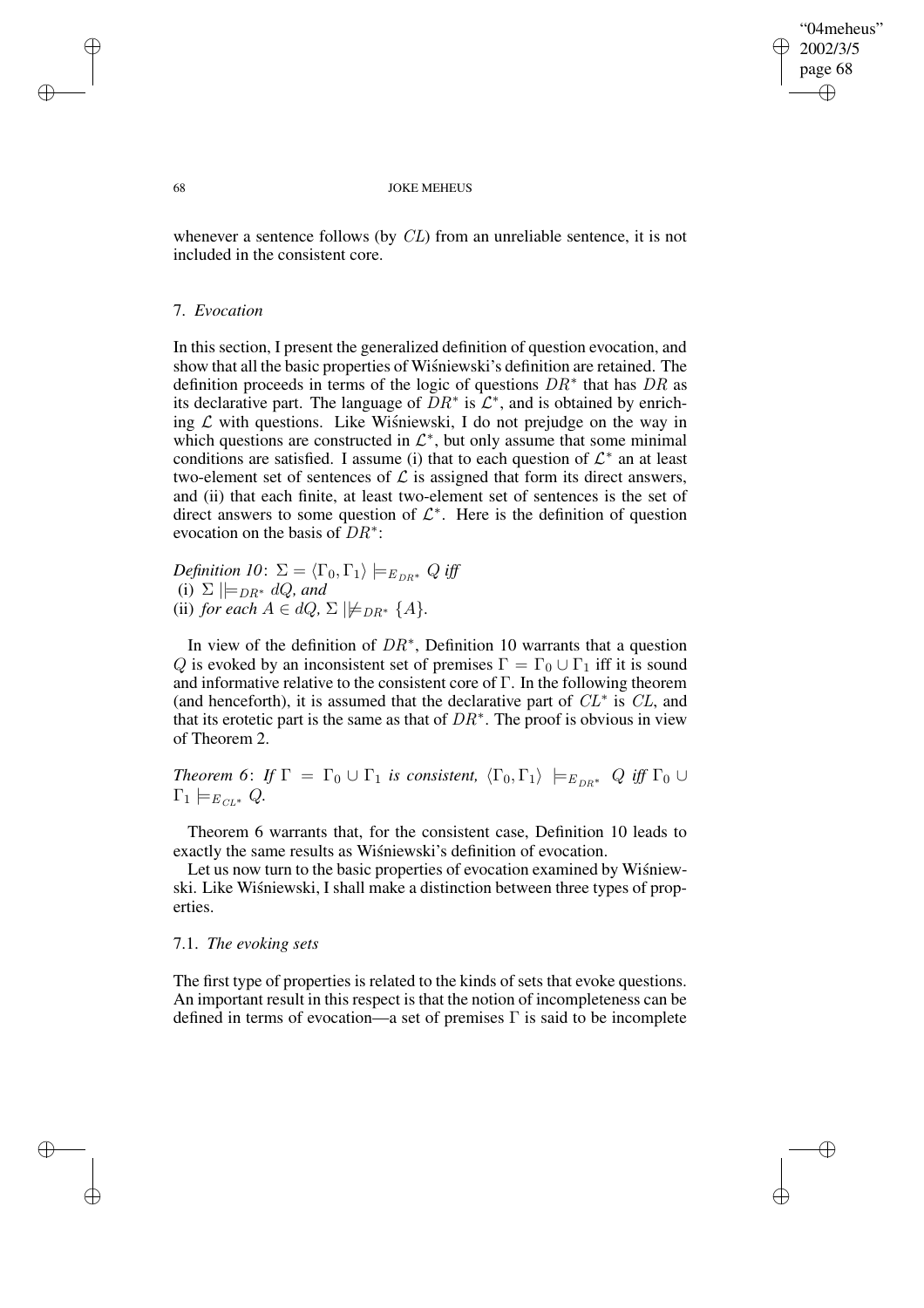whenever a sentence follows (by $CL$) from an unreliable sentence, it is not included in the consistent core.

## 7. *Evocation*

In this section, I present the generalized definition of question evocation, and show that all the basic properties of Wiśniewski's definition are retained. The definition proceeds in terms of the logic of questions $DR^*$ that has $DR$ as its declarative part. The language of $DR^*$ is $\mathcal{L}^*$, and is obtained by enriching $\mathcal{L}$ with questions. Like Wiśniewski, I do not prejudge on the way in which questions are constructed in $\mathcal{L}^*$, but only assume that some minimal conditions are satisfied. I assume (i) that to each question of $\mathcal{L}^*$ an at least two-element set of sentences of $\mathcal{L}$ is assigned that form its direct answers, and (ii) that each finite, at least two-element set of sentences is the set of direct answers to some question of $\mathcal{L}^*$. Here is the definition of question evocation on the basis of $DR^*$:

*Definition 10*: $\Sigma = \langle \Gamma_0, \Gamma_1 \rangle \models_{E_{DR^*}} Q$ *iff*
(i) $\Sigma \mathrel{||}\!\!\models_{DR^*} dQ$, *and*
(ii) *for each* $A \in dQ$, $\Sigma \mathrel{||}\!\!\not\models_{DR^*} \{A\}$.

In view of the definition of $DR^*$, Definition 10 warrants that a question $Q$ is evoked by an inconsistent set of premises $\Gamma = \Gamma_0 \cup \Gamma_1$ iff it is sound and informative relative to the consistent core of $\Gamma$. In the following theorem (and henceforth), it is assumed that the declarative part of $CL^*$ is $CL$, and that its erotetic part is the same as that of $DR^*$. The proof is obvious in view of Theorem 2.

*Theorem 6*: *If* $\Gamma = \Gamma_0 \cup \Gamma_1$ *is consistent,* $\langle \Gamma_0, \Gamma_1 \rangle \models_{E_{DR^*}} Q$ *iff* $\Gamma_0 \cup \Gamma_1 \models_{E_{CL^*}} Q$.

Theorem 6 warrants that, for the consistent case, Definition 10 leads to exactly the same results as Wiśniewski's definition of evocation.

Let us now turn to the basic properties of evocation examined by Wiśniewski. Like Wiśniewski, I shall make a distinction between three types of properties.

### 7.1. *The evoking sets*

The first type of properties is related to the kinds of sets that evoke questions. An important result in this respect is that the notion of incompleteness can be defined in terms of evocation—a set of premises $\Gamma$ is said to be incomplete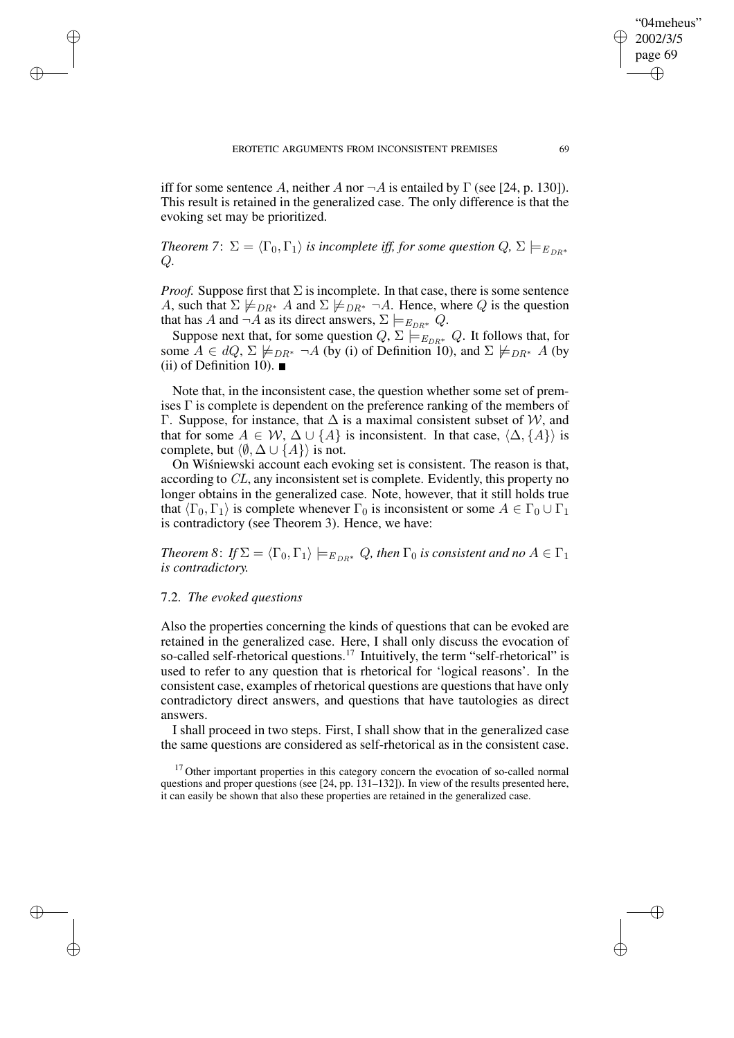iff for some sentence $A$, neither $A$ nor $\neg A$ is entailed by $\Gamma$ (see [24, p. 130]). This result is retained in the generalized case. The only difference is that the evoking set may be prioritized.

*Theorem 7*: $\Sigma = \langle \Gamma_0, \Gamma_1 \rangle$ *is incomplete iff, for some question* $Q$, $\Sigma \models_{E_{DR^*}} Q$.

*Proof.* Suppose first that $\Sigma$ is incomplete. In that case, there is some sentence $A$, such that $\Sigma \not\models_{DR^*} A$ and $\Sigma \not\models_{DR^*} \neg A$. Hence, where $Q$ is the question that has $A$ and $\neg A$ as its direct answers, $\Sigma \models_{E_{DR^*}} Q$.

Suppose next that, for some question $Q$, $\Sigma \models_{E_{DR^*}} Q$. It follows that, for some $A \in dQ$, $\Sigma \not\models_{DR^*} \neg A$ (by (i) of Definition 10), and $\Sigma \not\models_{DR^*} A$ (by (ii) of Definition 10). ■

Note that, in the inconsistent case, the question whether some set of premises $\Gamma$ is complete is dependent on the preference ranking of the members of $\Gamma$. Suppose, for instance, that $\Delta$ is a maximal consistent subset of $\mathcal{W}$, and that for some $A \in \mathcal{W}$, $\Delta \cup \{A\}$ is inconsistent. In that case, $\langle \Delta, \{A\} \rangle$ is complete, but $\langle \emptyset, \Delta \cup \{A\} \rangle$ is not.

On Wiśniewski account each evoking set is consistent. The reason is that, according to $CL$, any inconsistent set is complete. Evidently, this property no longer obtains in the generalized case. Note, however, that it still holds true that $\langle \Gamma_0, \Gamma_1 \rangle$ is complete whenever $\Gamma_0$ is inconsistent or some $A \in \Gamma_0 \cup \Gamma_1$ is contradictory (see Theorem 3). Hence, we have:

*Theorem 8*: *If* $\Sigma = \langle \Gamma_0, \Gamma_1 \rangle \models_{E_{DR^*}} Q$, *then* $\Gamma_0$ *is consistent and no* $A \in \Gamma_1$ *is contradictory.*

### 7.2. *The evoked questions*

Also the properties concerning the kinds of questions that can be evoked are retained in the generalized case. Here, I shall only discuss the evocation of so-called self-rhetorical questions.[17] Intuitively, the term "self-rhetorical" is used to refer to any question that is rhetorical for 'logical reasons'. In the consistent case, examples of rhetorical questions are questions that have only contradictory direct answers, and questions that have tautologies as direct answers.

I shall proceed in two steps. First, I shall show that in the generalized case the same questions are considered as self-rhetorical as in the consistent case.

[17] Other important properties in this category concern the evocation of so-called normal questions and proper questions (see [24, pp. 131–132]). In view of the results presented here, it can easily be shown that also these properties are retained in the generalized case.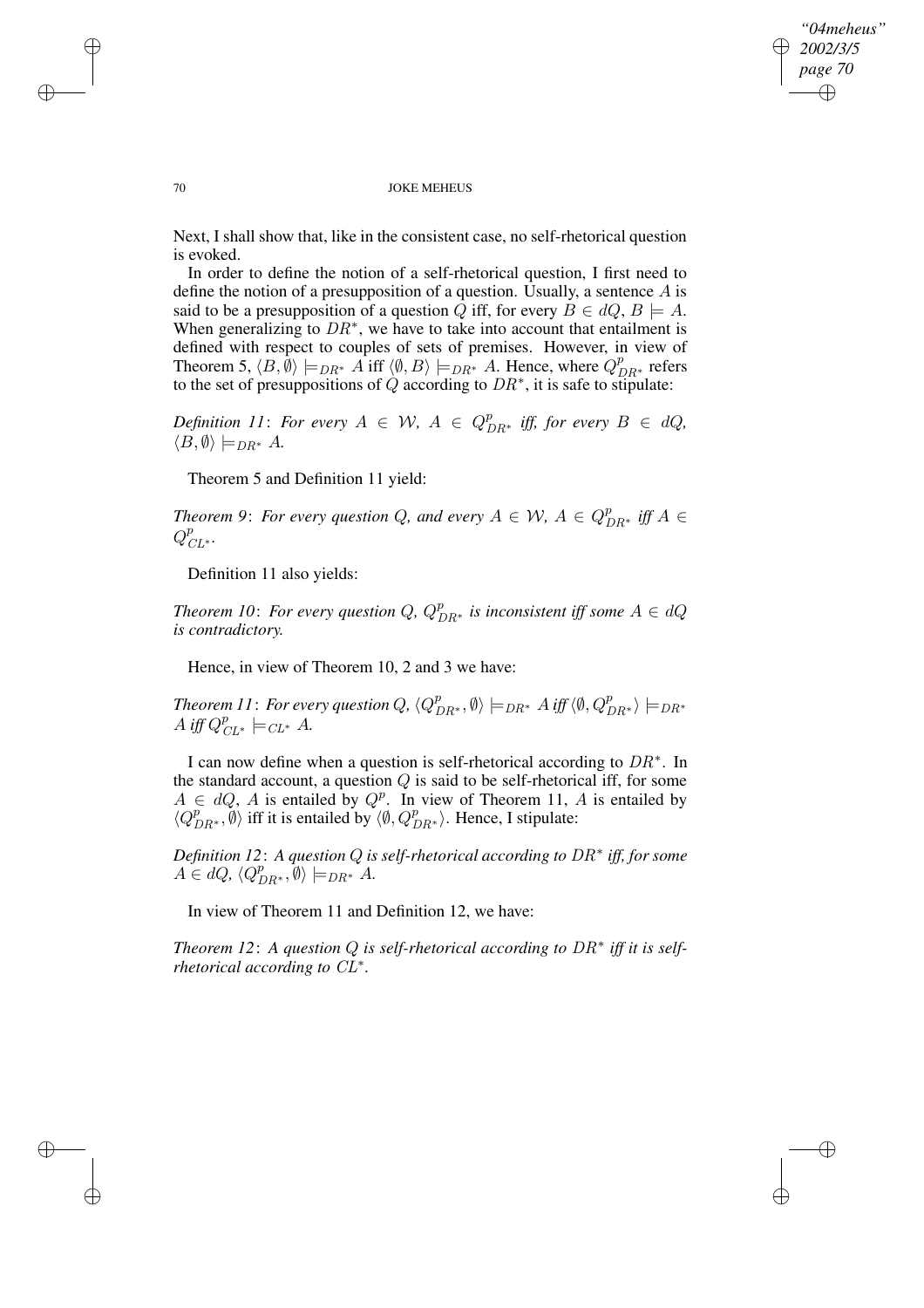Next, I shall show that, like in the consistent case, no self-rhetorical question is evoked.

In order to define the notion of a self-rhetorical question, I first need to define the notion of a presupposition of a question. Usually, a sentence $A$ is said to be a presupposition of a question $Q$ iff, for every $B \in dQ$, $B \models A$. When generalizing to $DR^*$, we have to take into account that entailment is defined with respect to couples of sets of premises. However, in view of Theorem 5, $\langle B, \emptyset \rangle \models_{DR^*} A$ iff $\langle \emptyset, B \rangle \models_{DR^*} A$. Hence, where $Q^p_{DR^*}$ refers to the set of presuppositions of $Q$ according to $DR^*$, it is safe to stipulate:

*Definition 11*: *For every $A \in \mathcal{W}$, $A \in Q^p_{DR^*}$ iff, for every $B \in dQ$, $\langle B, \emptyset \rangle \models_{DR^*} A$.*

Theorem 5 and Definition 11 yield:

*Theorem 9*: *For every question $Q$, and every $A \in \mathcal{W}$, $A \in Q^p_{DR^*}$ iff $A \in Q^p_{CL^*}$.*

Definition 11 also yields:

*Theorem 10*: *For every question $Q$, $Q^p_{DR^*}$ is inconsistent iff some $A \in dQ$ is contradictory.*

Hence, in view of Theorem 10, 2 and 3 we have:

*Theorem 11*: *For every question $Q$, $\langle Q^p_{DR^*}, \emptyset \rangle \models_{DR^*} A$ iff $\langle \emptyset, Q^p_{DR^*} \rangle \models_{DR^*} A$ iff $Q^p_{CL^*} \models_{CL^*} A$.*

I can now define when a question is self-rhetorical according to $DR^*$. In the standard account, a question $Q$ is said to be self-rhetorical iff, for some $A \in dQ$, $A$ is entailed by $Q^p$. In view of Theorem 11, $A$ is entailed by $\langle Q^p_{DR^*}, \emptyset \rangle$ iff it is entailed by $\langle \emptyset, Q^p_{DR^*} \rangle$. Hence, I stipulate:

*Definition 12*: *A question $Q$ is self-rhetorical according to $DR^*$ iff, for some $A \in dQ$, $\langle Q^p_{DR^*}, \emptyset \rangle \models_{DR^*} A$.*

In view of Theorem 11 and Definition 12, we have:

*Theorem 12*: *A question $Q$ is self-rhetorical according to $DR^*$ iff it is self-rhetorical according to $CL^*$.*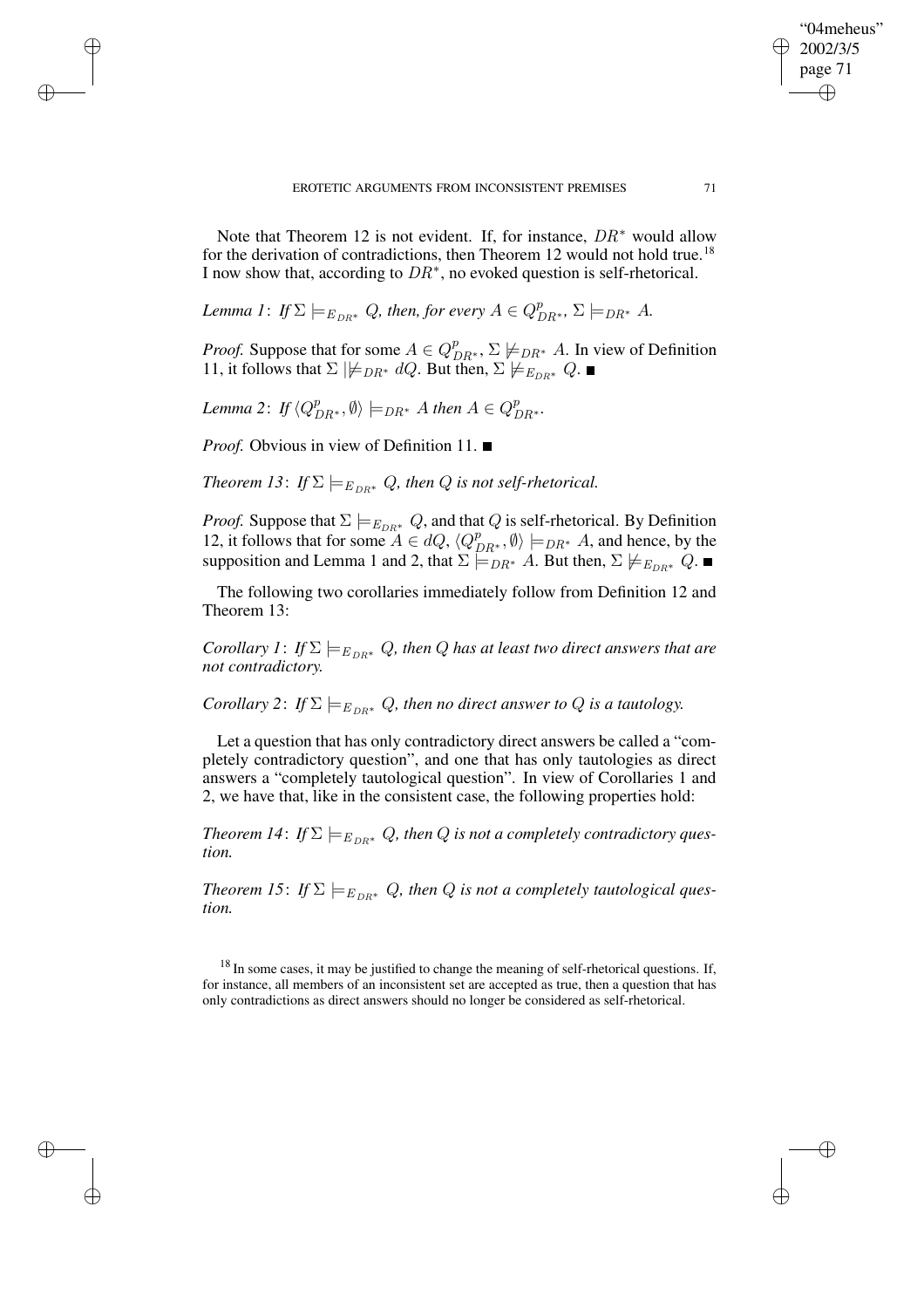Note that Theorem 12 is not evident. If, for instance, $DR^*$ would allow for the derivation of contradictions, then Theorem 12 would not hold true.[18] I now show that, according to $DR^*$, no evoked question is self-rhetorical.

*Lemma 1*: *If* $\Sigma \models_{E_{DR^*}} Q$*, then, for every* $A \in Q^p_{DR^*}$*,* $\Sigma \models_{DR^*} A$*.*

*Proof.* Suppose that for some $A \in Q^p_{DR^*}$, $\Sigma \not\models_{DR^*} A$. In view of Definition 11, it follows that $\Sigma \mid\not\models_{DR^*} dQ$. But then, $\Sigma \not\models_{E_{DR^*}} Q$. ■

*Lemma 2*: *If* $\langle Q^p_{DR^*}, \emptyset \rangle \models_{DR^*} A$ *then* $A \in Q^p_{DR^*}$*.*

*Proof.* Obvious in view of Definition 11. ■

*Theorem 13*: *If* $\Sigma \models_{E_{DR^*}} Q$*, then* $Q$ *is not self-rhetorical.*

*Proof.* Suppose that $\Sigma \models_{E_{DR^*}} Q$, and that $Q$ is self-rhetorical. By Definition 12, it follows that for some $A \in dQ$, $\langle Q^p_{DR^*}, \emptyset \rangle \models_{DR^*} A$, and hence, by the supposition and Lemma 1 and 2, that $\Sigma \models_{DR^*} A$. But then, $\Sigma \not\models_{E_{DR^*}} Q$. ■

The following two corollaries immediately follow from Definition 12 and Theorem 13:

*Corollary 1*: *If* $\Sigma \models_{E_{DR^*}} Q$*, then* $Q$ *has at least two direct answers that are not contradictory.*

*Corollary 2*: *If* $\Sigma \models_{E_{DR^*}} Q$*, then no direct answer to* $Q$ *is a tautology.*

Let a question that has only contradictory direct answers be called a "completely contradictory question", and one that has only tautologies as direct answers a "completely tautological question". In view of Corollaries 1 and 2, we have that, like in the consistent case, the following properties hold:

*Theorem 14*: *If* $\Sigma \models_{E_{DR^*}} Q$*, then* $Q$ *is not a completely contradictory question.*

*Theorem 15*: *If* $\Sigma \models_{E_{DR^*}} Q$*, then* $Q$ *is not a completely tautological question.*

[18] In some cases, it may be justified to change the meaning of self-rhetorical questions. If, for instance, all members of an inconsistent set are accepted as true, then a question that has only contradictions as direct answers should no longer be considered as self-rhetorical.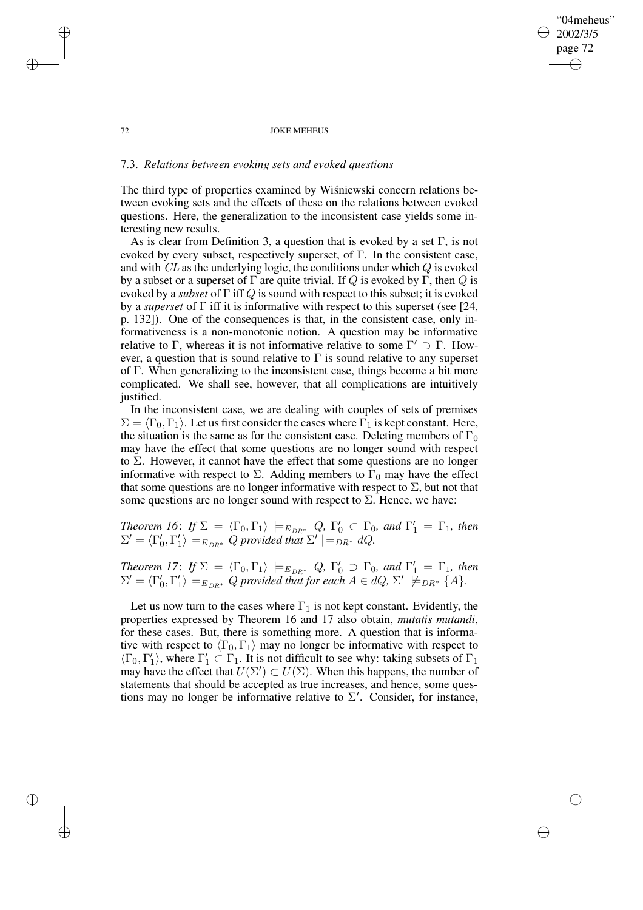### 7.3. *Relations between evoking sets and evoked questions*

The third type of properties examined by Wiśniewski concern relations between evoking sets and the effects of these on the relations between evoked questions. Here, the generalization to the inconsistent case yields some interesting new results.

As is clear from Definition 3, a question that is evoked by a set $\Gamma$, is not evoked by every subset, respectively superset, of $\Gamma$. In the consistent case, and with $CL$ as the underlying logic, the conditions under which $Q$ is evoked by a subset or a superset of $\Gamma$ are quite trivial. If $Q$ is evoked by $\Gamma$, then $Q$ is evoked by a *subset* of $\Gamma$ iff $Q$ is sound with respect to this subset; it is evoked by a *superset* of $\Gamma$ iff it is informative with respect to this superset (see [24, p. 132]). One of the consequences is that, in the consistent case, only informativeness is a non-monotonic notion. A question may be informative relative to $\Gamma$, whereas it is not informative relative to some $\Gamma' \supset \Gamma$. However, a question that is sound relative to $\Gamma$ is sound relative to any superset of $\Gamma$. When generalizing to the inconsistent case, things become a bit more complicated. We shall see, however, that all complications are intuitively justified.

In the inconsistent case, we are dealing with couples of sets of premises $\Sigma = \langle \Gamma_0, \Gamma_1 \rangle$. Let us first consider the cases where $\Gamma_1$ is kept constant. Here, the situation is the same as for the consistent case. Deleting members of $\Gamma_0$ may have the effect that some questions are no longer sound with respect to $\Sigma$. However, it cannot have the effect that some questions are no longer informative with respect to $\Sigma$. Adding members to $\Gamma_0$ may have the effect that some questions are no longer informative with respect to $\Sigma$, but not that some questions are no longer sound with respect to $\Sigma$. Hence, we have:

*Theorem 16*: *If* $\Sigma = \langle \Gamma_0, \Gamma_1 \rangle \models_{E_{DR^*}} Q$, $\Gamma'_0 \subset \Gamma_0$, *and* $\Gamma'_1 = \Gamma_1$, *then* $\Sigma' = \langle \Gamma'_0, \Gamma'_1 \rangle \models_{E_{DR^*}} Q$ *provided that* $\Sigma' \mid\models_{DR^*} dQ$.

*Theorem 17*: *If* $\Sigma = \langle \Gamma_0, \Gamma_1 \rangle \models_{E_{DR^*}} Q$, $\Gamma'_0 \supset \Gamma_0$, *and* $\Gamma'_1 = \Gamma_1$, *then* $\Sigma' = \langle \Gamma'_0, \Gamma'_1 \rangle \models_{E_{DR^*}} Q$ *provided that for each* $A \in dQ$, $\Sigma' \mid\not\models_{DR^*} \{A\}$.

Let us now turn to the cases where $\Gamma_1$ is not kept constant. Evidently, the properties expressed by Theorem 16 and 17 also obtain, *mutatis mutandi*, for these cases. But, there is something more. A question that is informative with respect to $\langle \Gamma_0, \Gamma_1 \rangle$ may no longer be informative with respect to $\langle \Gamma_0, \Gamma'_1 \rangle$, where $\Gamma'_1 \subset \Gamma_1$. It is not difficult to see why: taking subsets of $\Gamma_1$ may have the effect that $U(\Sigma') \subset U(\Sigma)$. When this happens, the number of statements that should be accepted as true increases, and hence, some questions may no longer be informative relative to $\Sigma'$. Consider, for instance,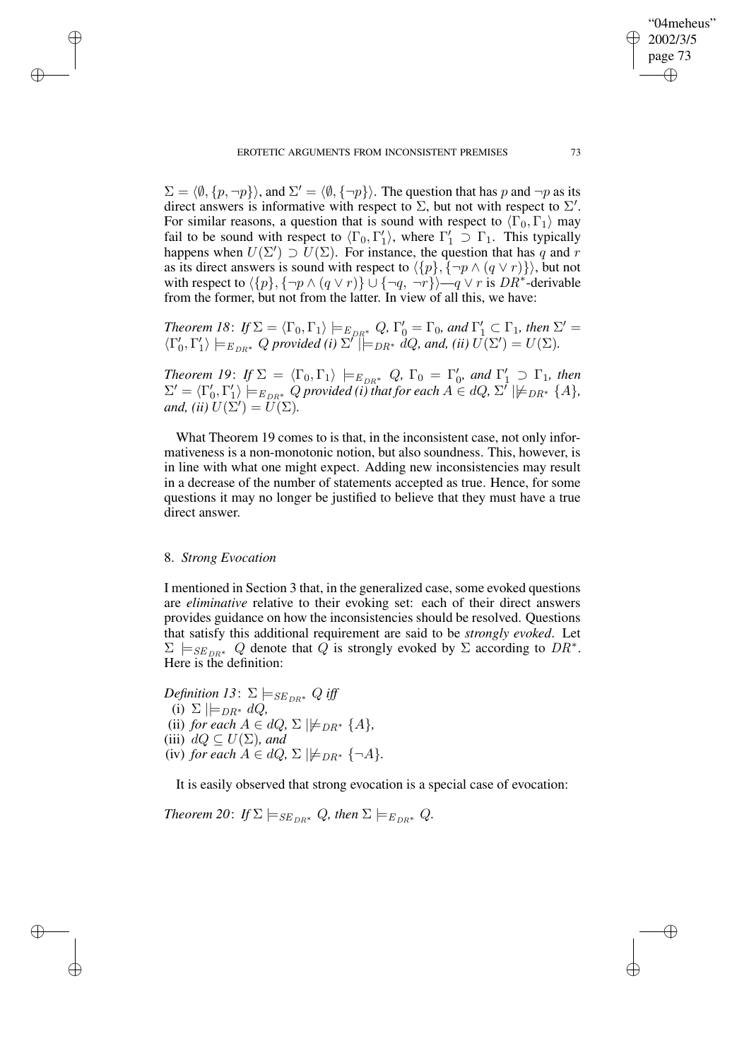$\Sigma = \langle \emptyset, \{p, \neg p\}\rangle$, and $\Sigma' = \langle \emptyset, \{\neg p\}\rangle$. The question that has $p$ and $\neg p$ as its direct answers is informative with respect to $\Sigma$, but not with respect to $\Sigma'$. For similar reasons, a question that is sound with respect to $\langle \Gamma_0, \Gamma_1\rangle$ may fail to be sound with respect to $\langle \Gamma_0, \Gamma_1'\rangle$, where $\Gamma_1' \supset \Gamma_1$. This typically happens when $U(\Sigma') \supset U(\Sigma)$. For instance, the question that has $q$ and $r$ as its direct answers is sound with respect to $\langle \{p\}, \{\neg p \wedge (q \vee r)\}\rangle$, but not with respect to $\langle \{p\}, \{\neg p \wedge (q \vee r)\} \cup \{\neg q, \neg r\}\rangle$—$q \vee r$ is $DR^*$-derivable from the former, but not from the latter. In view of all this, we have:

*Theorem 18*: *If* $\Sigma = \langle \Gamma_0, \Gamma_1\rangle \models_{E_{DR^*}} Q$, $\Gamma_0' = \Gamma_0$, *and* $\Gamma_1' \subset \Gamma_1$, *then* $\Sigma' = \langle \Gamma_0', \Gamma_1'\rangle \models_{E_{DR^*}} Q$ *provided (i)* $\Sigma' \mid\models_{DR^*} dQ$, *and, (ii)* $U(\Sigma') = U(\Sigma)$.

*Theorem 19*: *If* $\Sigma = \langle \Gamma_0, \Gamma_1\rangle \models_{E_{DR^*}} Q$, $\Gamma_0 = \Gamma_0'$, *and* $\Gamma_1' \supset \Gamma_1$, *then* $\Sigma' = \langle \Gamma_0', \Gamma_1'\rangle \models_{E_{DR^*}} Q$ *provided (i) that for each* $A \in dQ$, $\Sigma' \mid\not\models_{DR^*} \{A\}$, *and, (ii)* $U(\Sigma') = U(\Sigma)$.

What Theorem 19 comes to is that, in the inconsistent case, not only informativeness is a non-monotonic notion, but also soundness. This, however, is in line with what one might expect. Adding new inconsistencies may result in a decrease of the number of statements accepted as true. Hence, for some questions it may no longer be justified to believe that they must have a true direct answer.

## 8. *Strong Evocation*

I mentioned in Section 3 that, in the generalized case, some evoked questions are *eliminative* relative to their evoking set: each of their direct answers provides guidance on how the inconsistencies should be resolved. Questions that satisfy this additional requirement are said to be *strongly evoked*. Let $\Sigma \models_{SE_{DR^*}} Q$ denote that $Q$ is strongly evoked by $\Sigma$ according to $DR^*$. Here is the definition:

*Definition 13*: $\Sigma \models_{SE_{DR^*}} Q$ *iff*
(i) $\Sigma \mid\models_{DR^*} dQ$,
(ii) *for each* $A \in dQ$, $\Sigma \mid\not\models_{DR^*} \{A\}$,
(iii) $dQ \subseteq U(\Sigma)$, *and*
(iv) *for each* $A \in dQ$, $\Sigma \mid\not\models_{DR^*} \{\neg A\}$.

It is easily observed that strong evocation is a special case of evocation:

*Theorem 20*: *If* $\Sigma \models_{SE_{DR^*}} Q$, *then* $\Sigma \models_{E_{DR^*}} Q$.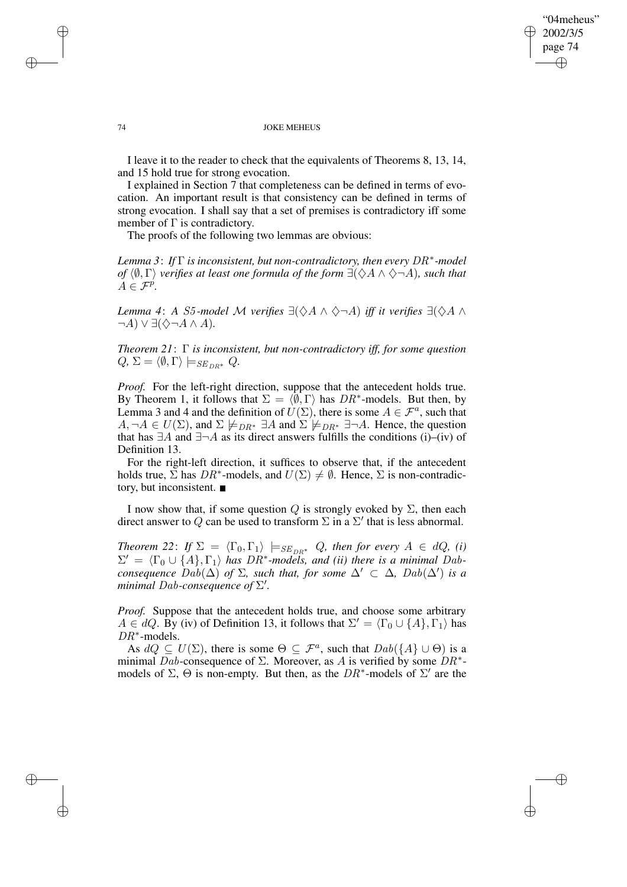I leave it to the reader to check that the equivalents of Theorems 8, 13, 14, and 15 hold true for strong evocation.

I explained in Section 7 that completeness can be defined in terms of evocation. An important result is that consistency can be defined in terms of strong evocation. I shall say that a set of premises is contradictory iff some member of $\Gamma$ is contradictory.

The proofs of the following two lemmas are obvious:

*Lemma 3*: *If $\Gamma$ is inconsistent, but non-contradictory, then every $DR^*$-model of $\langle\emptyset, \Gamma\rangle$ verifies at least one formula of the form $\exists(\Diamond A \wedge \Diamond\neg A)$, such that $A \in \mathcal{F}^p$.*

*Lemma 4*: *A S5-model $\mathcal{M}$ verifies $\exists(\Diamond A \wedge \Diamond\neg A)$ iff it verifies $\exists(\Diamond A \wedge \neg A) \vee \exists(\Diamond\neg A \wedge A)$.*

*Theorem 21*: *$\Gamma$ is inconsistent, but non-contradictory iff, for some question $Q$, $\Sigma = \langle\emptyset, \Gamma\rangle \models_{SE_{DR^*}} Q$.*

*Proof.* For the left-right direction, suppose that the antecedent holds true. By Theorem 1, it follows that $\Sigma = \langle\emptyset, \Gamma\rangle$ has $DR^*$-models. But then, by Lemma 3 and 4 and the definition of $U(\Sigma)$, there is some $A \in \mathcal{F}^a$, such that $A, \neg A \in U(\Sigma)$, and $\Sigma \not\models_{DR^*} \exists A$ and $\Sigma \not\models_{DR^*} \exists\neg A$. Hence, the question that has $\exists A$ and $\exists\neg A$ as its direct answers fulfills the conditions (i)–(iv) of Definition 13.

For the right-left direction, it suffices to observe that, if the antecedent holds true, $\Sigma$ has $DR^*$-models, and $U(\Sigma) \neq \emptyset$. Hence, $\Sigma$ is non-contradictory, but inconsistent. ■

I now show that, if some question $Q$ is strongly evoked by $\Sigma$, then each direct answer to $Q$ can be used to transform $\Sigma$ in a $\Sigma'$ that is less abnormal.

*Theorem 22*: *If $\Sigma = \langle\Gamma_0, \Gamma_1\rangle \models_{SE_{DR^*}} Q$, then for every $A \in dQ$, (i) $\Sigma' = \langle\Gamma_0 \cup \{A\}, \Gamma_1\rangle$ has $DR^*$-models, and (ii) there is a minimal $Dab$-consequence $Dab(\Delta)$ of $\Sigma$, such that, for some $\Delta' \subset \Delta$, $Dab(\Delta')$ is a minimal $Dab$-consequence of $\Sigma'$.*

*Proof.* Suppose that the antecedent holds true, and choose some arbitrary $A \in dQ$. By (iv) of Definition 13, it follows that $\Sigma' = \langle\Gamma_0 \cup \{A\}, \Gamma_1\rangle$ has $DR^*$-models.

As $dQ \subseteq U(\Sigma)$, there is some $\Theta \subseteq \mathcal{F}^a$, such that $Dab(\{A\} \cup \Theta)$ is a minimal $Dab$-consequence of $\Sigma$. Moreover, as $A$ is verified by some $DR^*$-models of $\Sigma$, $\Theta$ is non-empty. But then, as the $DR^*$-models of $\Sigma'$ are the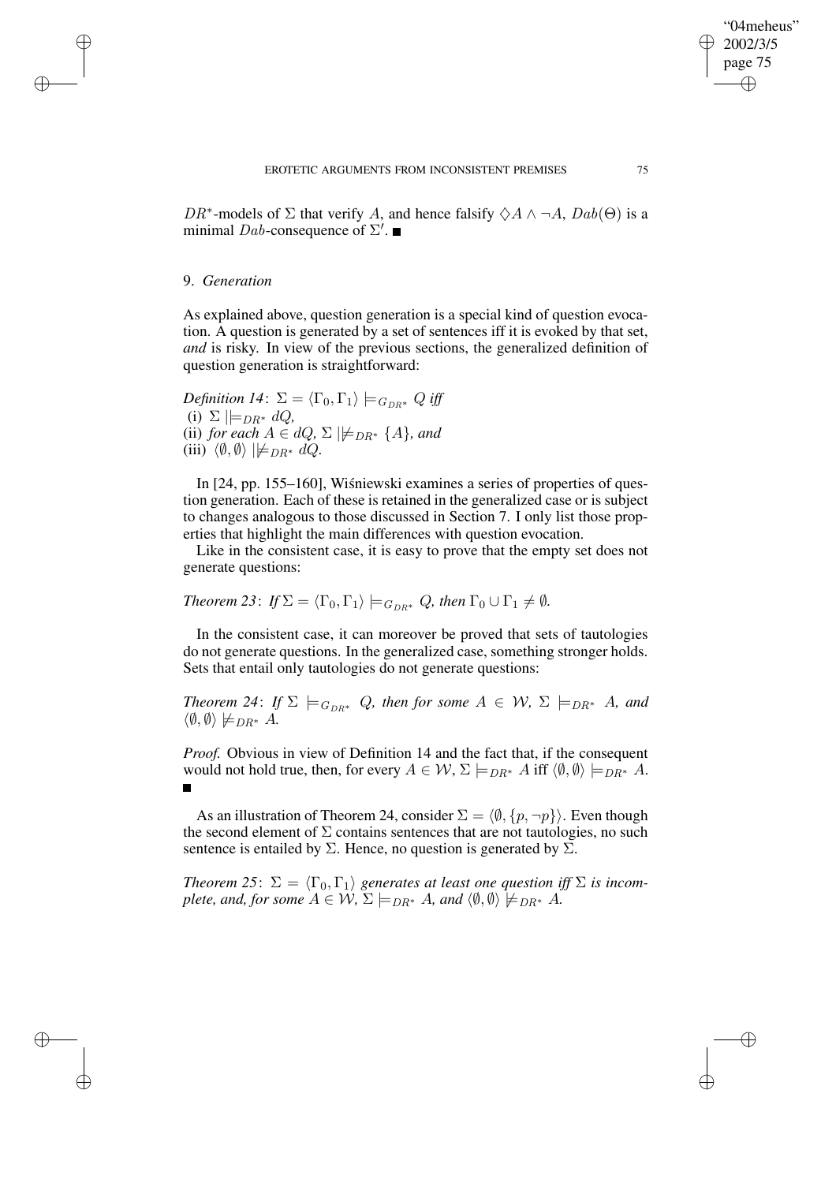$DR^*$-models of $\Sigma$ that verify $A$, and hence falsify $\Diamond A \wedge \neg A$, $Dab(\Theta)$ is a minimal $Dab$-consequence of $\Sigma'$. ■

## 9. *Generation*

As explained above, question generation is a special kind of question evocation. A question is generated by a set of sentences iff it is evoked by that set, *and* is risky. In view of the previous sections, the generalized definition of question generation is straightforward:

*Definition 14*: $\Sigma = \langle \Gamma_0, \Gamma_1 \rangle \models_{G_{DR^*}} Q$ *iff*
(i) $\Sigma \mid\models_{DR^*} dQ$,
(ii) *for each* $A \in dQ$, $\Sigma \mid\not\models_{DR^*} \{A\}$, *and*
(iii) $\langle \emptyset, \emptyset \rangle \mid\not\models_{DR^*} dQ$.

In [24, pp. 155–160], Wiśniewski examines a series of properties of question generation. Each of these is retained in the generalized case or is subject to changes analogous to those discussed in Section 7. I only list those properties that highlight the main differences with question evocation.

Like in the consistent case, it is easy to prove that the empty set does not generate questions:

*Theorem 23*: *If* $\Sigma = \langle \Gamma_0, \Gamma_1 \rangle \models_{G_{DR^*}} Q$, *then* $\Gamma_0 \cup \Gamma_1 \neq \emptyset$.

In the consistent case, it can moreover be proved that sets of tautologies do not generate questions. In the generalized case, something stronger holds. Sets that entail only tautologies do not generate questions:

*Theorem 24*: *If* $\Sigma \models_{G_{DR^*}} Q$, *then for some* $A \in \mathcal{W}$, $\Sigma \models_{DR^*} A$, *and* $\langle \emptyset, \emptyset \rangle \not\models_{DR^*} A$.

*Proof.* Obvious in view of Definition 14 and the fact that, if the consequent would not hold true, then, for every $A \in \mathcal{W}$, $\Sigma \models_{DR^*} A$ iff $\langle \emptyset, \emptyset \rangle \models_{DR^*} A$. ■

As an illustration of Theorem 24, consider $\Sigma = \langle \emptyset, \{p, \neg p\} \rangle$. Even though the second element of $\Sigma$ contains sentences that are not tautologies, no such sentence is entailed by $\Sigma$. Hence, no question is generated by $\Sigma$.

*Theorem 25*: $\Sigma = \langle \Gamma_0, \Gamma_1 \rangle$ *generates at least one question iff* $\Sigma$ *is incomplete, and, for some* $A \in \mathcal{W}$, $\Sigma \models_{DR^*} A$, *and* $\langle \emptyset, \emptyset \rangle \not\models_{DR^*} A$.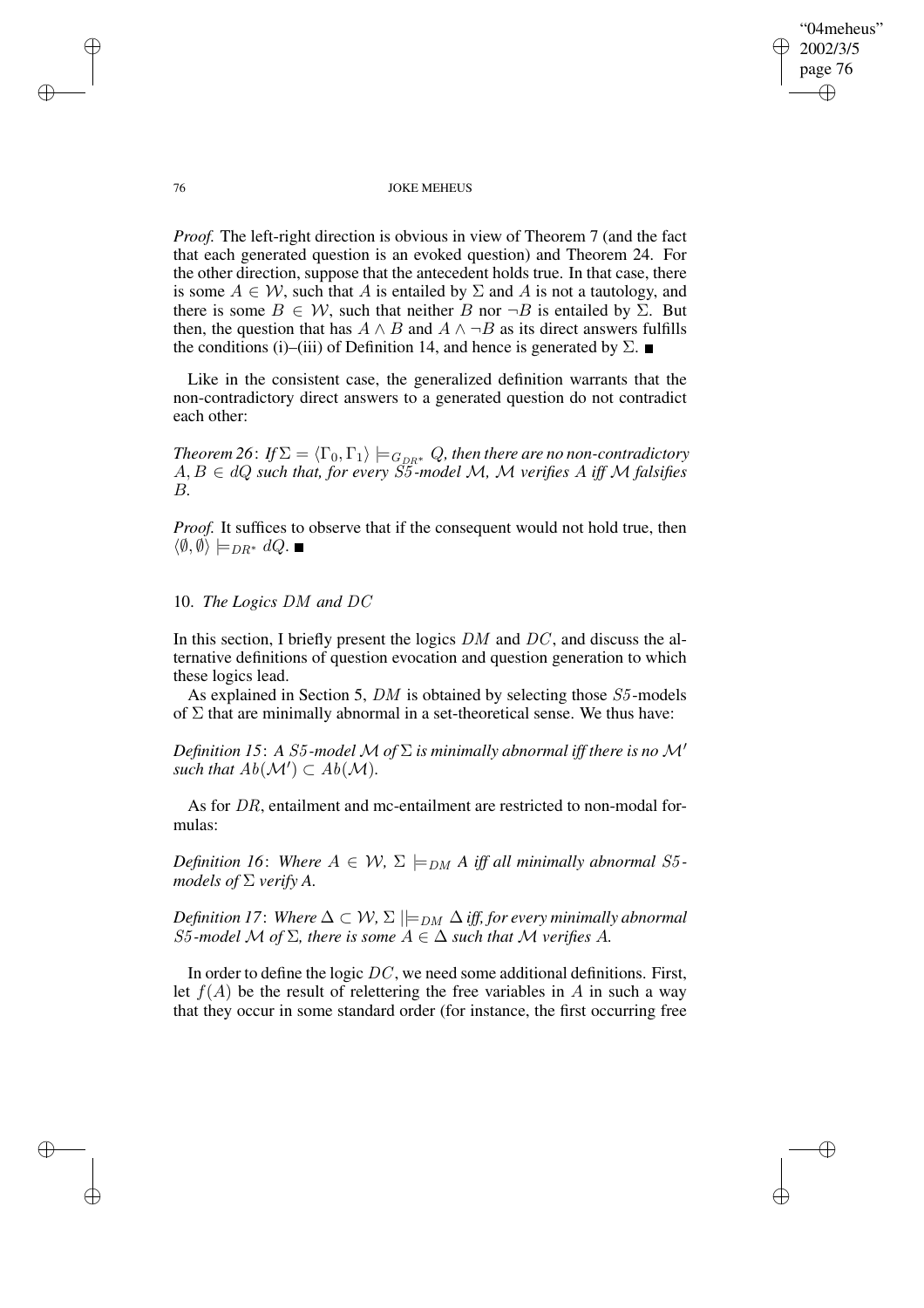*Proof.* The left-right direction is obvious in view of Theorem 7 (and the fact that each generated question is an evoked question) and Theorem 24. For the other direction, suppose that the antecedent holds true. In that case, there is some $A \in \mathcal{W}$, such that $A$ is entailed by $\Sigma$ and $A$ is not a tautology, and there is some $B \in \mathcal{W}$, such that neither $B$ nor $\neg B$ is entailed by $\Sigma$. But then, the question that has $A \wedge B$ and $A \wedge \neg B$ as its direct answers fulfills the conditions (i)–(iii) of Definition 14, and hence is generated by $\Sigma$. ■

Like in the consistent case, the generalized definition warrants that the non-contradictory direct answers to a generated question do not contradict each other:

*Theorem 26*: *If $\Sigma = \langle \Gamma_0, \Gamma_1 \rangle \models_{G_{DR^*}} Q$, then there are no non-contradictory $A, B \in dQ$ such that, for every $S5$-model $\mathcal{M}$, $\mathcal{M}$ verifies $A$ iff $\mathcal{M}$ falsifies $B$.*

*Proof.* It suffices to observe that if the consequent would not hold true, then $\langle \emptyset, \emptyset \rangle \models_{DR^*} dQ$. ■

## 10. *The Logics $DM$ and $DC$*

In this section, I briefly present the logics $DM$ and $DC$, and discuss the alternative definitions of question evocation and question generation to which these logics lead.

As explained in Section 5, $DM$ is obtained by selecting those $S5$-models of $\Sigma$ that are minimally abnormal in a set-theoretical sense. We thus have:

*Definition 15*: *A $S5$-model $\mathcal{M}$ of $\Sigma$ is minimally abnormal iff there is no $\mathcal{M}'$ such that $Ab(\mathcal{M}') \subset Ab(\mathcal{M})$.*

As for $DR$, entailment and mc-entailment are restricted to non-modal formulas:

*Definition 16*: *Where $A \in \mathcal{W}$, $\Sigma \models_{DM} A$ iff all minimally abnormal $S5$-models of $\Sigma$ verify $A$.*

*Definition 17*: *Where $\Delta \subset \mathcal{W}$, $\Sigma \mid\models_{DM} \Delta$ iff, for every minimally abnormal $S5$-model $\mathcal{M}$ of $\Sigma$, there is some $A \in \Delta$ such that $\mathcal{M}$ verifies $A$.*

In order to define the logic $DC$, we need some additional definitions. First, let $f(A)$ be the result of relettering the free variables in $A$ in such a way that they occur in some standard order (for instance, the first occurring free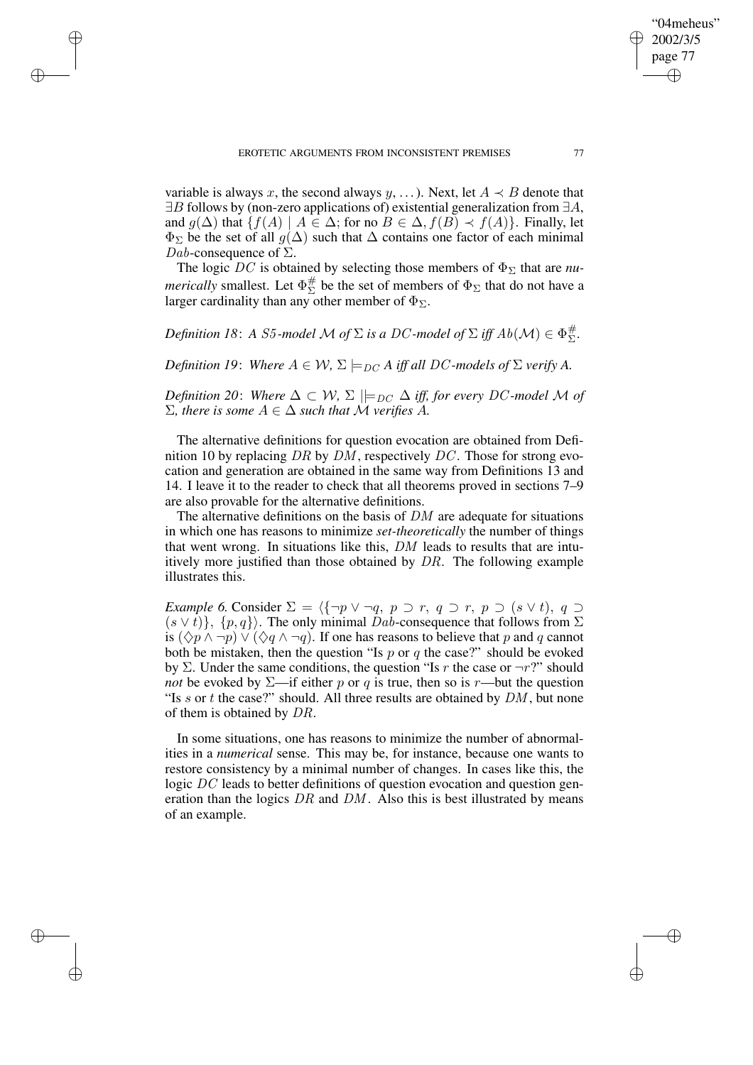variable is always $x$, the second always $y$, ...). Next, let $A \prec B$ denote that $\exists B$ follows by (non-zero applications of) existential generalization from $\exists A$, and $g(\Delta)$ that $\{f(A) \mid A \in \Delta$; for no $B \in \Delta, f(B) \prec f(A)\}$. Finally, let $\Phi_\Sigma$ be the set of all $g(\Delta)$ such that $\Delta$ contains one factor of each minimal $Dab$-consequence of $\Sigma$.

The logic $DC$ is obtained by selecting those members of $\Phi_\Sigma$ that are *numerically* smallest. Let $\Phi^{\#}_\Sigma$ be the set of members of $\Phi_\Sigma$ that do not have a larger cardinality than any other member of $\Phi_\Sigma$.

*Definition 18*: *A S5-model $\mathcal{M}$ of $\Sigma$ is a $DC$-model of $\Sigma$ iff $Ab(\mathcal{M}) \in \Phi^{\#}_\Sigma$.*

*Definition 19*: *Where $A \in \mathcal{W}$, $\Sigma \models_{DC} A$ iff all $DC$-models of $\Sigma$ verify A.*

*Definition 20*: *Where $\Delta \subset \mathcal{W}$, $\Sigma \mid\!\models_{DC} \Delta$ iff, for every $DC$-model $\mathcal{M}$ of $\Sigma$, there is some $A \in \Delta$ such that $\mathcal{M}$ verifies $A$.*

The alternative definitions for question evocation are obtained from Definition 10 by replacing $DR$ by $DM$, respectively $DC$. Those for strong evocation and generation are obtained in the same way from Definitions 13 and 14. I leave it to the reader to check that all theorems proved in sections 7–9 are also provable for the alternative definitions.

The alternative definitions on the basis of $DM$ are adequate for situations in which one has reasons to minimize *set-theoretically* the number of things that went wrong. In situations like this, $DM$ leads to results that are intuitively more justified than those obtained by $DR$. The following example illustrates this.

*Example 6.* Consider $\Sigma = \langle\{\neg p \vee \neg q,\ p \supset r,\ q \supset r,\ p \supset (s \vee t),\ q \supset (s \vee t)\},\ \{p, q\}\rangle$. The only minimal $Dab$-consequence that follows from $\Sigma$ is $(\Diamond p \wedge \neg p) \vee (\Diamond q \wedge \neg q)$. If one has reasons to believe that $p$ and $q$ cannot both be mistaken, then the question "Is $p$ or $q$ the case?" should be evoked by $\Sigma$. Under the same conditions, the question "Is $r$ the case or $\neg r$?" should *not* be evoked by $\Sigma$—if either $p$ or $q$ is true, then so is $r$—but the question "Is $s$ or $t$ the case?" should. All three results are obtained by $DM$, but none of them is obtained by $DR$.

In some situations, one has reasons to minimize the number of abnormalities in a *numerical* sense. This may be, for instance, because one wants to restore consistency by a minimal number of changes. In cases like this, the logic $DC$ leads to better definitions of question evocation and question generation than the logics $DR$ and $DM$. Also this is best illustrated by means of an example.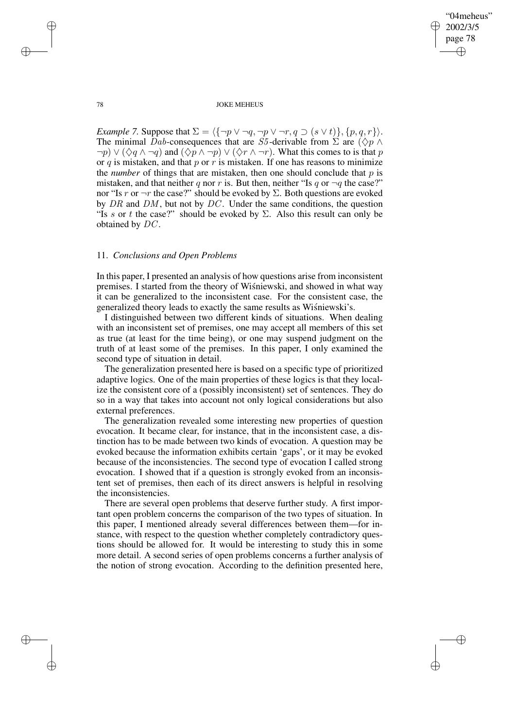*Example 7.* Suppose that $\Sigma = \langle \{\neg p \vee \neg q, \neg p \vee \neg r, q \supset (s \vee t)\}, \{p, q, r\}\rangle$. The minimal $Dab$-consequences that are $S5$-derivable from $\Sigma$ are $(\Diamond p \wedge \neg p) \vee (\Diamond q \wedge \neg q)$ and $(\Diamond p \wedge \neg p) \vee (\Diamond r \wedge \neg r)$. What this comes to is that $p$ or $q$ is mistaken, and that $p$ or $r$ is mistaken. If one has reasons to minimize the *number* of things that are mistaken, then one should conclude that $p$ is mistaken, and that neither $q$ nor $r$ is. But then, neither "Is $q$ or $\neg q$ the case?" nor "Is $r$ or $\neg r$ the case?" should be evoked by $\Sigma$. Both questions are evoked by $DR$ and $DM$, but not by $DC$. Under the same conditions, the question "Is $s$ or $t$ the case?" should be evoked by $\Sigma$. Also this result can only be obtained by $DC$.

## 11. *Conclusions and Open Problems*

In this paper, I presented an analysis of how questions arise from inconsistent premises. I started from the theory of Wiśniewski, and showed in what way it can be generalized to the inconsistent case. For the consistent case, the generalized theory leads to exactly the same results as Wiśniewski's.

I distinguished between two different kinds of situations. When dealing with an inconsistent set of premises, one may accept all members of this set as true (at least for the time being), or one may suspend judgment on the truth of at least some of the premises. In this paper, I only examined the second type of situation in detail.

The generalization presented here is based on a specific type of prioritized adaptive logics. One of the main properties of these logics is that they localize the consistent core of a (possibly inconsistent) set of sentences. They do so in a way that takes into account not only logical considerations but also external preferences.

The generalization revealed some interesting new properties of question evocation. It became clear, for instance, that in the inconsistent case, a distinction has to be made between two kinds of evocation. A question may be evoked because the information exhibits certain 'gaps', or it may be evoked because of the inconsistencies. The second type of evocation I called strong evocation. I showed that if a question is strongly evoked from an inconsistent set of premises, then each of its direct answers is helpful in resolving the inconsistencies.

There are several open problems that deserve further study. A first important open problem concerns the comparison of the two types of situation. In this paper, I mentioned already several differences between them—for instance, with respect to the question whether completely contradictory questions should be allowed for. It would be interesting to study this in some more detail. A second series of open problems concerns a further analysis of the notion of strong evocation. According to the definition presented here,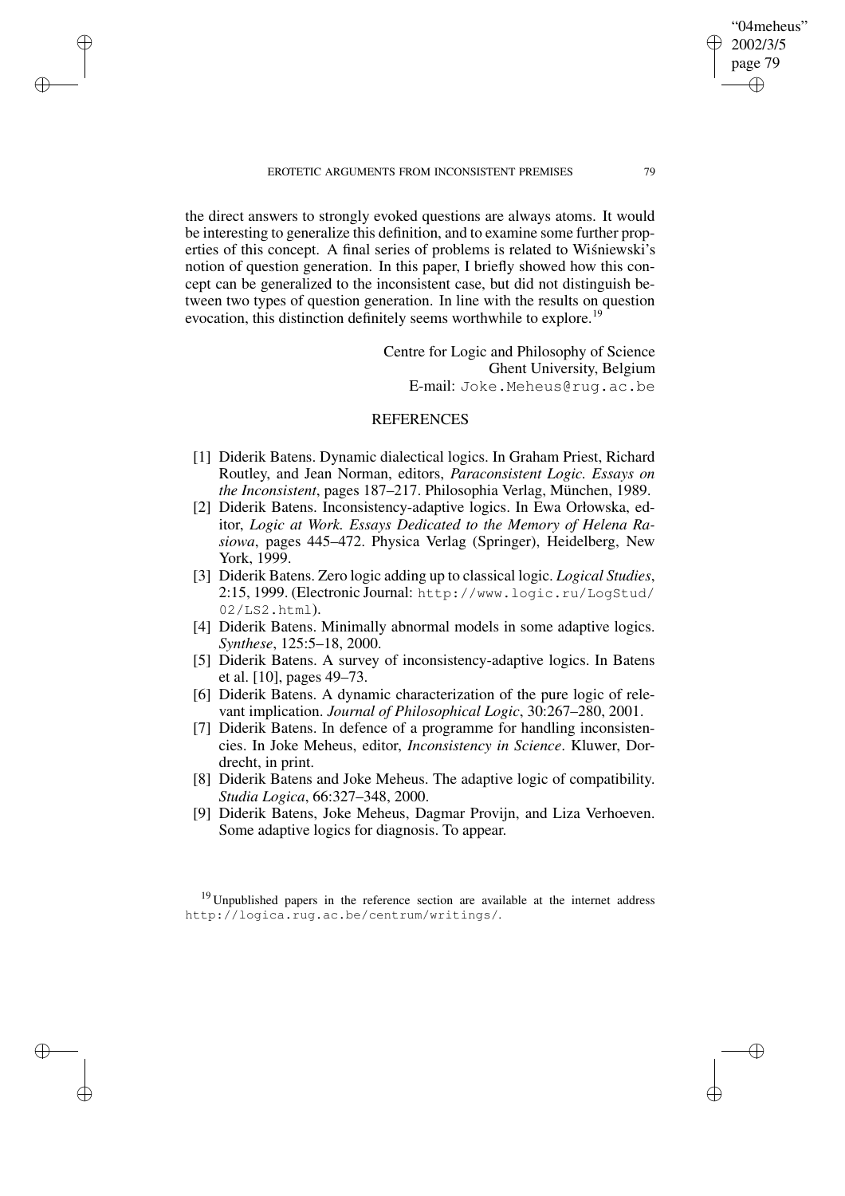the direct answers to strongly evoked questions are always atoms. It would be interesting to generalize this definition, and to examine some further properties of this concept. A final series of problems is related to Wiśniewski's notion of question generation. In this paper, I briefly showed how this concept can be generalized to the inconsistent case, but did not distinguish between two types of question generation. In line with the results on question evocation, this distinction definitely seems worthwhile to explore.[19]

Centre for Logic and Philosophy of Science  
Ghent University, Belgium  
E-mail: Joke.Meheus@rug.ac.be

## REFERENCES

[1] Diderik Batens. Dynamic dialectical logics. In Graham Priest, Richard Routley, and Jean Norman, editors, *Paraconsistent Logic. Essays on the Inconsistent*, pages 187–217. Philosophia Verlag, München, 1989.

[2] Diderik Batens. Inconsistency-adaptive logics. In Ewa Orłowska, editor, *Logic at Work. Essays Dedicated to the Memory of Helena Rasiowa*, pages 445–472. Physica Verlag (Springer), Heidelberg, New York, 1999.

[3] Diderik Batens. Zero logic adding up to classical logic. *Logical Studies*, 2:15, 1999. (Electronic Journal: http://www.logic.ru/LogStud/02/LS2.html).

[4] Diderik Batens. Minimally abnormal models in some adaptive logics. *Synthese*, 125:5–18, 2000.

[5] Diderik Batens. A survey of inconsistency-adaptive logics. In Batens et al. [10], pages 49–73.

[6] Diderik Batens. A dynamic characterization of the pure logic of relevant implication. *Journal of Philosophical Logic*, 30:267–280, 2001.

[7] Diderik Batens. In defence of a programme for handling inconsistencies. In Joke Meheus, editor, *Inconsistency in Science*. Kluwer, Dordrecht, in print.

[8] Diderik Batens and Joke Meheus. The adaptive logic of compatibility. *Studia Logica*, 66:327–348, 2000.

[9] Diderik Batens, Joke Meheus, Dagmar Provijn, and Liza Verhoeven. Some adaptive logics for diagnosis. To appear.

[19] Unpublished papers in the reference section are available at the internet address http://logica.rug.ac.be/centrum/writings/.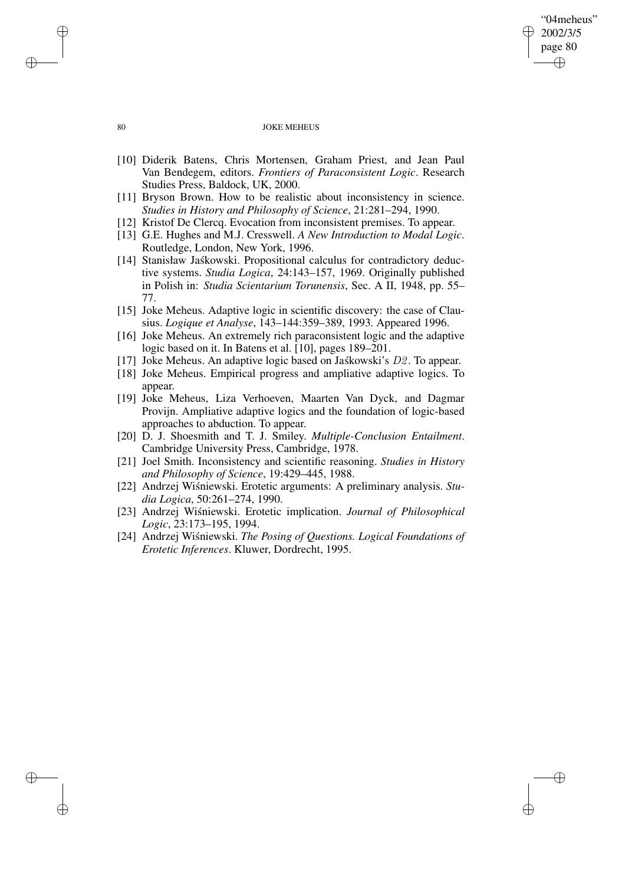[10] Diderik Batens, Chris Mortensen, Graham Priest, and Jean Paul Van Bendegem, editors. *Frontiers of Paraconsistent Logic*. Research Studies Press, Baldock, UK, 2000.

[11] Bryson Brown. How to be realistic about inconsistency in science. *Studies in History and Philosophy of Science*, 21:281–294, 1990.

[12] Kristof De Clercq. Evocation from inconsistent premises. To appear.

[13] G.E. Hughes and M.J. Cresswell. *A New Introduction to Modal Logic*. Routledge, London, New York, 1996.

[14] Stanisław Jaśkowski. Propositional calculus for contradictory deductive systems. *Studia Logica*, 24:143–157, 1969. Originally published in Polish in: *Studia Scientarium Torunensis*, Sec. A II, 1948, pp. 55–77.

[15] Joke Meheus. Adaptive logic in scientific discovery: the case of Clausius. *Logique et Analyse*, 143–144:359–389, 1993. Appeared 1996.

[16] Joke Meheus. An extremely rich paraconsistent logic and the adaptive logic based on it. In Batens et al. [10], pages 189–201.

[17] Joke Meheus. An adaptive logic based on Jaśkowski's $D2$. To appear.

[18] Joke Meheus. Empirical progress and ampliative adaptive logics. To appear.

[19] Joke Meheus, Liza Verhoeven, Maarten Van Dyck, and Dagmar Provijn. Ampliative adaptive logics and the foundation of logic-based approaches to abduction. To appear.

[20] D. J. Shoesmith and T. J. Smiley. *Multiple-Conclusion Entailment*. Cambridge University Press, Cambridge, 1978.

[21] Joel Smith. Inconsistency and scientific reasoning. *Studies in History and Philosophy of Science*, 19:429–445, 1988.

[22] Andrzej Wiśniewski. Erotetic arguments: A preliminary analysis. *Studia Logica*, 50:261–274, 1990.

[23] Andrzej Wiśniewski. Erotetic implication. *Journal of Philosophical Logic*, 23:173–195, 1994.

[24] Andrzej Wiśniewski. *The Posing of Questions. Logical Foundations of Erotetic Inferences*. Kluwer, Dordrecht, 1995.